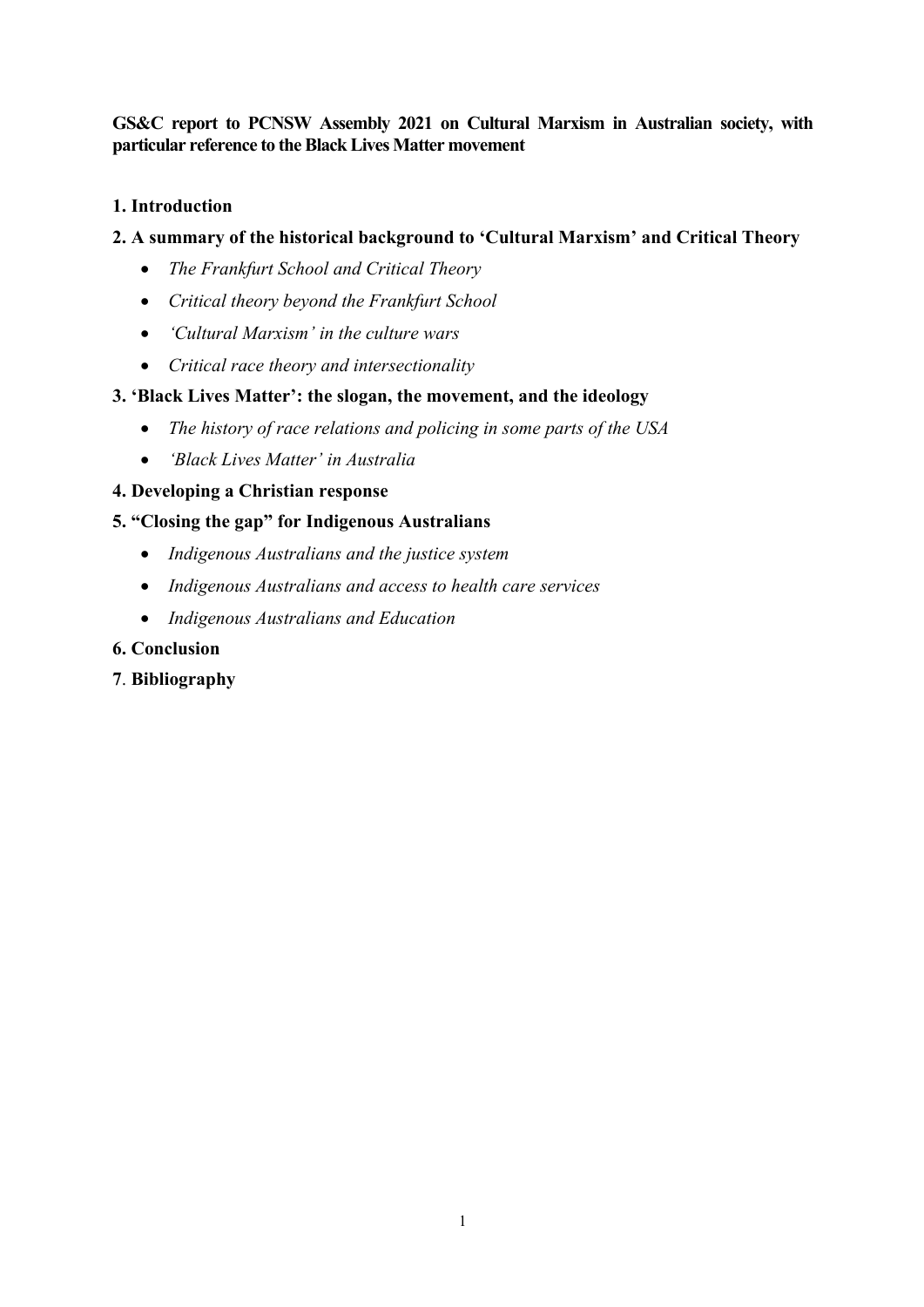**GS&C report to PCNSW Assembly 2021 on Cultural Marxism in Australian society, with particular reference to the Black Lives Matter movement**

**1. Introduction**

**2. A summary of the historical background to 'Cultural Marxism' and Critical Theory**

- *The Frankfurt School and Critical Theory*
- *Critical theory beyond the Frankfurt School*
- *'Cultural Marxism' in the culture wars*
- *Critical race theory and intersectionality*

**3. 'Black Lives Matter': the slogan, the movement, and the ideology**

- *The history of race relations and policing in some parts of the USA*
- *'Black Lives Matter' in Australia*

**4. Developing a Christian response**

**5. "Closing the gap" for Indigenous Australians**

- *Indigenous Australians and the justice system*
- *Indigenous Australians and access to health care services*
- *Indigenous Australians and Education*

**6. Conclusion**

**7**. **Bibliography**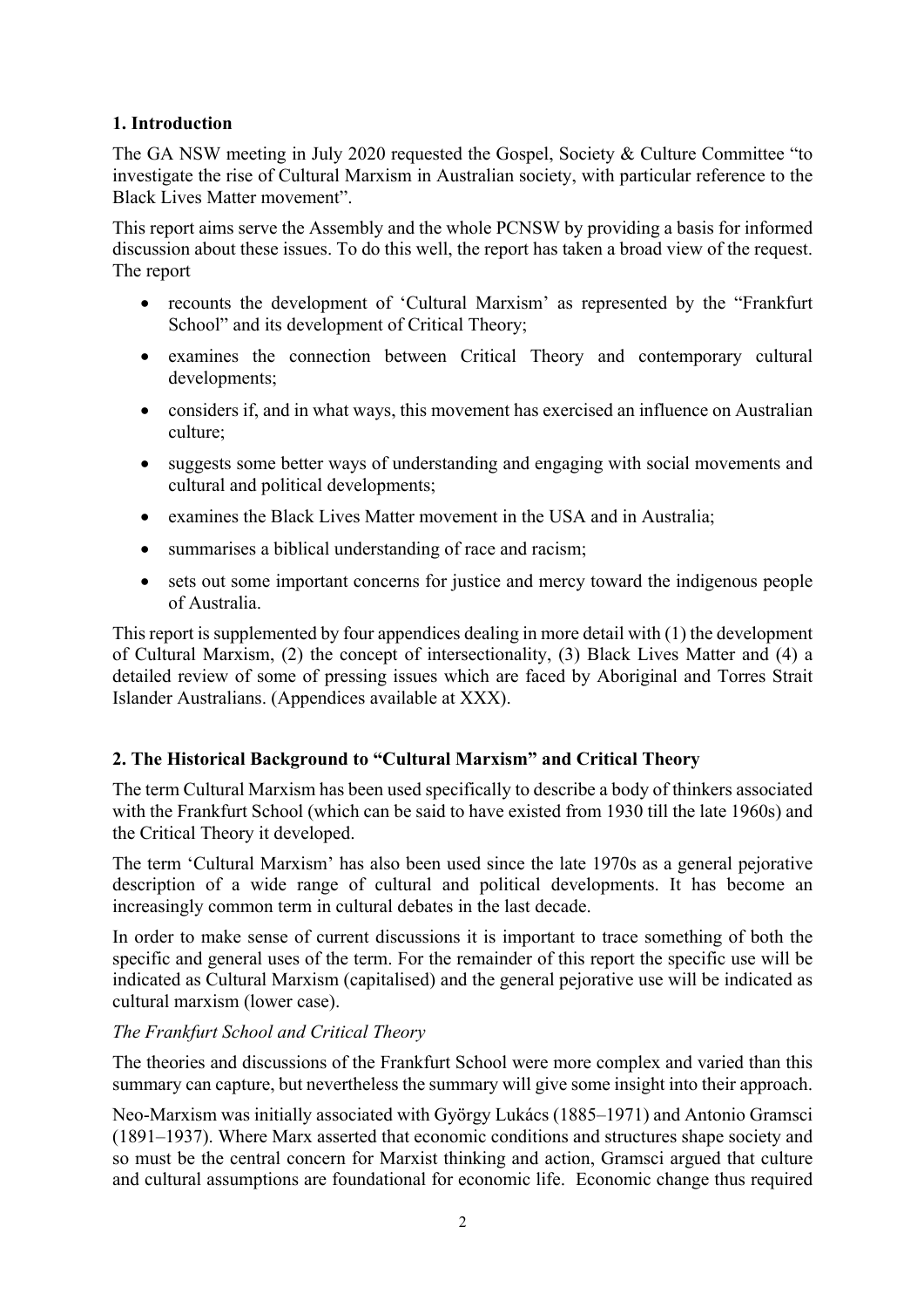## 1. Introduction

The GA NSW meeting in July 2020 requested the Gospel, Society & Culture Committee "to investigate the rise of Cultural Marxism in Australian society, with particular reference to the Black Lives Matter movement".

This report aims serve the Assembly and the whole PCNSW by providing a basis for informed discussion about these issues. To do this well, the report has taken a broad view of the request. The report

- recounts the development of 'Cultural Marxism' as represented by the "Frankfurt School" and its development of Critical Theory;
- examines the connection between Critical Theory and contemporary cultural developments;
- considers if, and in what ways, this movement has exercised an influence on Australian culture;
- suggests some better ways of understanding and engaging with social movements and cultural and political developments;
- examines the Black Lives Matter movement in the USA and in Australia;
- summarises a biblical understanding of race and racism;
- sets out some important concerns for justice and mercy toward the indigenous people of Australia.

This report is supplemented by four appendices dealing in more detail with (1) the development of Cultural Marxism, (2) the concept of intersectionality, (3) Black Lives Matter and (4) a detailed review of some of pressing issues which are faced by Aboriginal and Torres Strait Islander Australians. (Appendices available at XXX).

## 2. The Historical Background to "Cultural Marxism" and Critical Theory

The term Cultural Marxism has been used specifically to describe a body of thinkers associated with the Frankfurt School (which can be said to have existed from 1930 till the late 1960s) and the Critical Theory it developed.

The term 'Cultural Marxism' has also been used since the late 1970s as a general pejorative description of a wide range of cultural and political developments. It has become an increasingly common term in cultural debates in the last decade.

In order to make sense of current discussions it is important to trace something of both the specific and general uses of the term. For the remainder of this report the specific use will be indicated as Cultural Marxism (capitalised) and the general pejorative use will be indicated as cultural marxism (lower case).

### *The Frankfurt School and Critical Theory*

The theories and discussions of the Frankfurt School were more complex and varied than this summary can capture, but nevertheless the summary will give some insight into their approach.

Neo-Marxism was initially associated with György Lukács (1885–1971) and Antonio Gramsci (1891–1937). Where Marx asserted that economic conditions and structures shape society and so must be the central concern for Marxist thinking and action, Gramsci argued that culture and cultural assumptions are foundational for economic life. Economic change thus required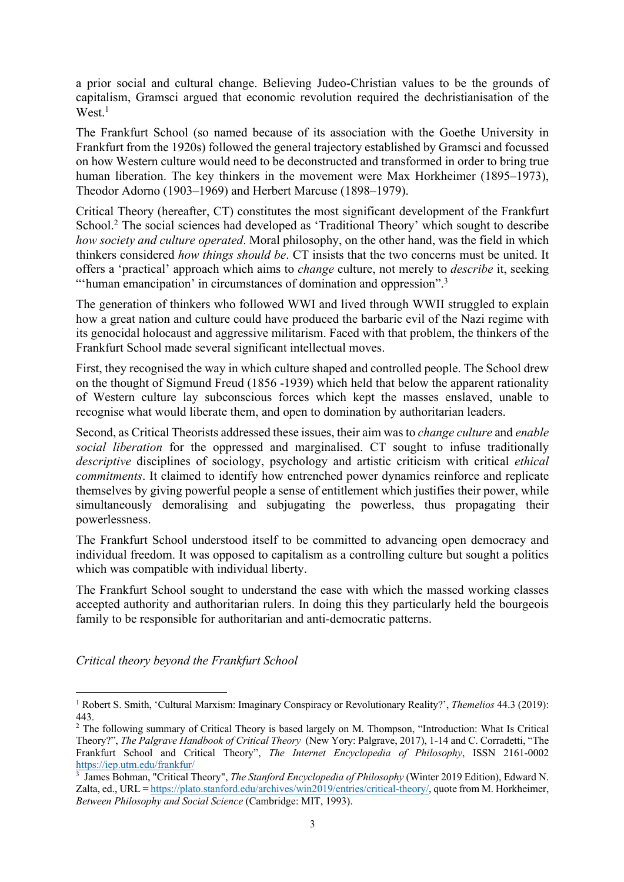a prior social and cultural change. Believing Judeo-Christian values to be the grounds of capitalism, Gramsci argued that economic revolution required the dechristianisation of the West.[1]

The Frankfurt School (so named because of its association with the Goethe University in Frankfurt from the 1920s) followed the general trajectory established by Gramsci and focussed on how Western culture would need to be deconstructed and transformed in order to bring true human liberation. The key thinkers in the movement were Max Horkheimer (1895–1973), Theodor Adorno (1903–1969) and Herbert Marcuse (1898–1979).

Critical Theory (hereafter, CT) constitutes the most significant development of the Frankfurt School.[2] The social sciences had developed as 'Traditional Theory' which sought to describe *how society and culture operated*. Moral philosophy, on the other hand, was the field in which thinkers considered *how things should be*. CT insists that the two concerns must be united. It offers a 'practical' approach which aims to *change* culture, not merely to *describe* it, seeking "'human emancipation' in circumstances of domination and oppression".[3]

The generation of thinkers who followed WWI and lived through WWII struggled to explain how a great nation and culture could have produced the barbaric evil of the Nazi regime with its genocidal holocaust and aggressive militarism. Faced with that problem, the thinkers of the Frankfurt School made several significant intellectual moves.

First, they recognised the way in which culture shaped and controlled people. The School drew on the thought of Sigmund Freud (1856 -1939) which held that below the apparent rationality of Western culture lay subconscious forces which kept the masses enslaved, unable to recognise what would liberate them, and open to domination by authoritarian leaders.

Second, as Critical Theorists addressed these issues, their aim was to *change culture* and *enable social liberation* for the oppressed and marginalised. CT sought to infuse traditionally *descriptive* disciplines of sociology, psychology and artistic criticism with critical *ethical commitments*. It claimed to identify how entrenched power dynamics reinforce and replicate themselves by giving powerful people a sense of entitlement which justifies their power, while simultaneously demoralising and subjugating the powerless, thus propagating their powerlessness.

The Frankfurt School understood itself to be committed to advancing open democracy and individual freedom. It was opposed to capitalism as a controlling culture but sought a politics which was compatible with individual liberty.

The Frankfurt School sought to understand the ease with which the massed working classes accepted authority and authoritarian rulers. In doing this they particularly held the bourgeois family to be responsible for authoritarian and anti-democratic patterns.

*Critical theory beyond the Frankfurt School*

---

[1] Robert S. Smith, 'Cultural Marxism: Imaginary Conspiracy or Revolutionary Reality?', *Themelios* 44.3 (2019): 443.

[2] The following summary of Critical Theory is based largely on M. Thompson, "Introduction: What Is Critical Theory?", *The Palgrave Handbook of Critical Theory* (New Yory: Palgrave, 2017), 1-14 and C. Corradetti, "The Frankfurt School and Critical Theory", *The Internet Encyclopedia of Philosophy*, ISSN 2161-0002 https://iep.utm.edu/frankfur/

[3] James Bohman, "Critical Theory", *The Stanford Encyclopedia of Philosophy* (Winter 2019 Edition), Edward N. Zalta, ed., URL = https://plato.stanford.edu/archives/win2019/entries/critical-theory/, quote from M. Horkheimer, *Between Philosophy and Social Science* (Cambridge: MIT, 1993).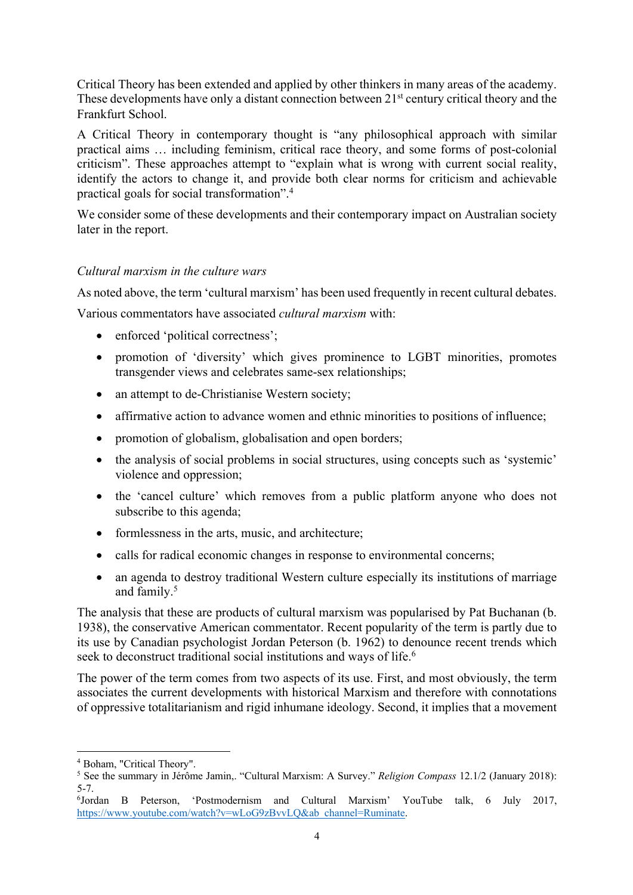Critical Theory has been extended and applied by other thinkers in many areas of the academy. These developments have only a distant connection between 21st century critical theory and the Frankfurt School.

A Critical Theory in contemporary thought is "any philosophical approach with similar practical aims … including feminism, critical race theory, and some forms of post-colonial criticism". These approaches attempt to "explain what is wrong with current social reality, identify the actors to change it, and provide both clear norms for criticism and achievable practical goals for social transformation".[4]

We consider some of these developments and their contemporary impact on Australian society later in the report.

*Cultural marxism in the culture wars*

As noted above, the term 'cultural marxism' has been used frequently in recent cultural debates.

Various commentators have associated *cultural marxism* with:

- enforced 'political correctness';
- promotion of 'diversity' which gives prominence to LGBT minorities, promotes transgender views and celebrates same-sex relationships;
- an attempt to de-Christianise Western society;
- affirmative action to advance women and ethnic minorities to positions of influence;
- promotion of globalism, globalisation and open borders;
- the analysis of social problems in social structures, using concepts such as 'systemic' violence and oppression;
- the 'cancel culture' which removes from a public platform anyone who does not subscribe to this agenda;
- formlessness in the arts, music, and architecture;
- calls for radical economic changes in response to environmental concerns;
- an agenda to destroy traditional Western culture especially its institutions of marriage and family.[5]

The analysis that these are products of cultural marxism was popularised by Pat Buchanan (b. 1938), the conservative American commentator. Recent popularity of the term is partly due to its use by Canadian psychologist Jordan Peterson (b. 1962) to denounce recent trends which seek to deconstruct traditional social institutions and ways of life.[6]

The power of the term comes from two aspects of its use. First, and most obviously, the term associates the current developments with historical Marxism and therefore with connotations of oppressive totalitarianism and rigid inhumane ideology. Second, it implies that a movement

---

[4] Boham, "Critical Theory".

[5] See the summary in Jérôme Jamin,. "Cultural Marxism: A Survey." *Religion Compass* 12.1/2 (January 2018): 5-7.

[6] Jordan B Peterson, 'Postmodernism and Cultural Marxism' YouTube talk, 6 July 2017, https://www.youtube.com/watch?v=wLoG9zBvvLQ&ab_channel=Ruminate.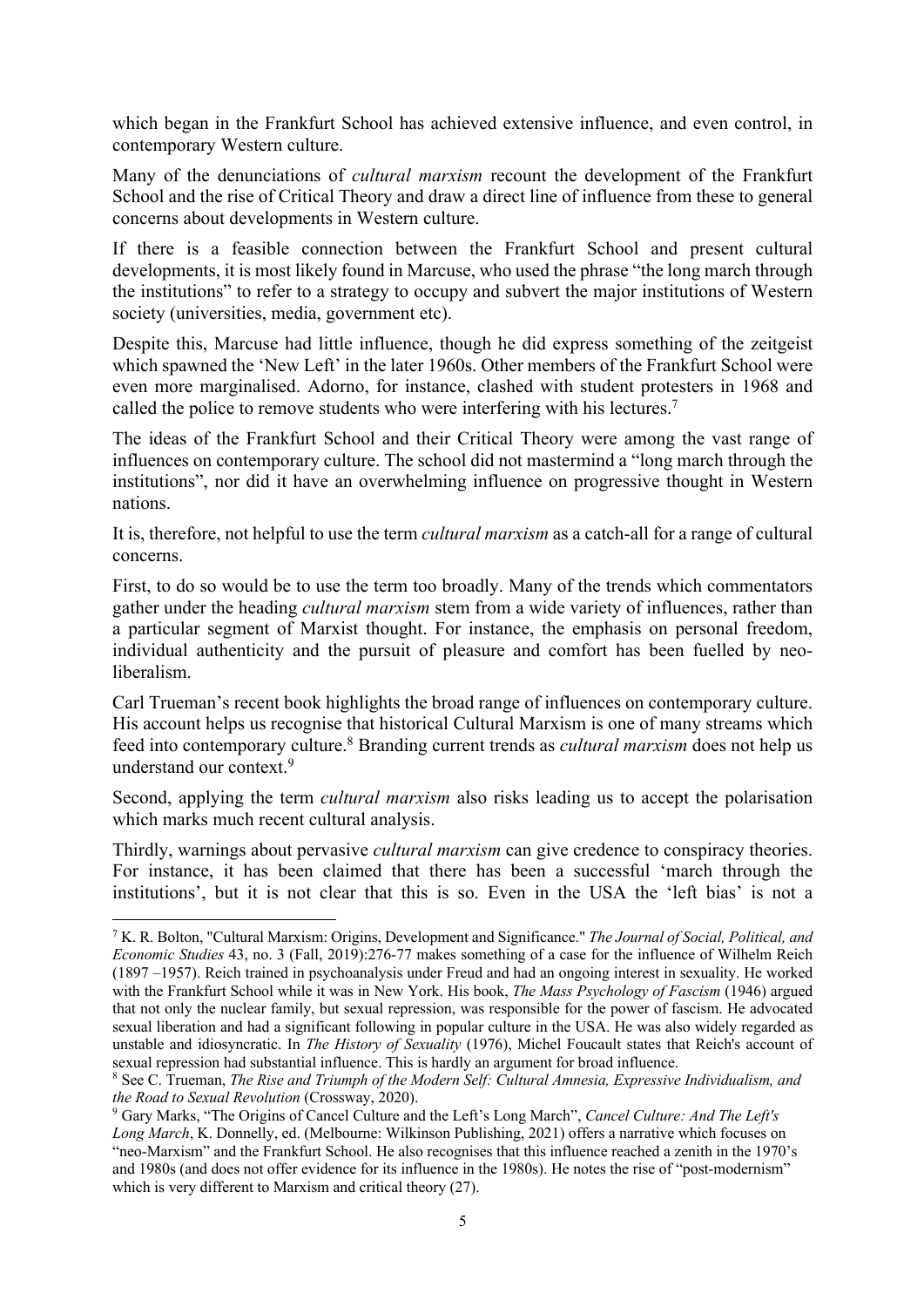which began in the Frankfurt School has achieved extensive influence, and even control, in contemporary Western culture.

Many of the denunciations of *cultural marxism* recount the development of the Frankfurt School and the rise of Critical Theory and draw a direct line of influence from these to general concerns about developments in Western culture.

If there is a feasible connection between the Frankfurt School and present cultural developments, it is most likely found in Marcuse, who used the phrase "the long march through the institutions" to refer to a strategy to occupy and subvert the major institutions of Western society (universities, media, government etc).

Despite this, Marcuse had little influence, though he did express something of the zeitgeist which spawned the 'New Left' in the later 1960s. Other members of the Frankfurt School were even more marginalised. Adorno, for instance, clashed with student protesters in 1968 and called the police to remove students who were interfering with his lectures.[7]

The ideas of the Frankfurt School and their Critical Theory were among the vast range of influences on contemporary culture. The school did not mastermind a "long march through the institutions", nor did it have an overwhelming influence on progressive thought in Western nations.

It is, therefore, not helpful to use the term *cultural marxism* as a catch-all for a range of cultural concerns.

First, to do so would be to use the term too broadly. Many of the trends which commentators gather under the heading *cultural marxism* stem from a wide variety of influences, rather than a particular segment of Marxist thought. For instance, the emphasis on personal freedom, individual authenticity and the pursuit of pleasure and comfort has been fuelled by neo-liberalism.

Carl Trueman's recent book highlights the broad range of influences on contemporary culture. His account helps us recognise that historical Cultural Marxism is one of many streams which feed into contemporary culture.[8] Branding current trends as *cultural marxism* does not help us understand our context.[9]

Second, applying the term *cultural marxism* also risks leading us to accept the polarisation which marks much recent cultural analysis.

Thirdly, warnings about pervasive *cultural marxism* can give credence to conspiracy theories. For instance, it has been claimed that there has been a successful 'march through the institutions', but it is not clear that this is so. Even in the USA the 'left bias' is not a

---

[7] K. R. Bolton, "Cultural Marxism: Origins, Development and Significance." *The Journal of Social, Political, and Economic Studies* 43, no. 3 (Fall, 2019):276-77 makes something of a case for the influence of Wilhelm Reich (1897 –1957). Reich trained in psychoanalysis under Freud and had an ongoing interest in sexuality. He worked with the Frankfurt School while it was in New York. His book, *The Mass Psychology of Fascism* (1946) argued that not only the nuclear family, but sexual repression, was responsible for the power of fascism. He advocated sexual liberation and had a significant following in popular culture in the USA. He was also widely regarded as unstable and idiosyncratic. In *The History of Sexuality* (1976), Michel Foucault states that Reich's account of sexual repression had substantial influence. This is hardly an argument for broad influence.

[8] See C. Trueman, *The Rise and Triumph of the Modern Self: Cultural Amnesia, Expressive Individualism, and the Road to Sexual Revolution* (Crossway, 2020).

[9] Gary Marks, "The Origins of Cancel Culture and the Left's Long March", *Cancel Culture: And The Left's Long March*, K. Donnelly, ed. (Melbourne: Wilkinson Publishing, 2021) offers a narrative which focuses on "neo-Marxism" and the Frankfurt School. He also recognises that this influence reached a zenith in the 1970's and 1980s (and does not offer evidence for its influence in the 1980s). He notes the rise of "post-modernism" which is very different to Marxism and critical theory (27).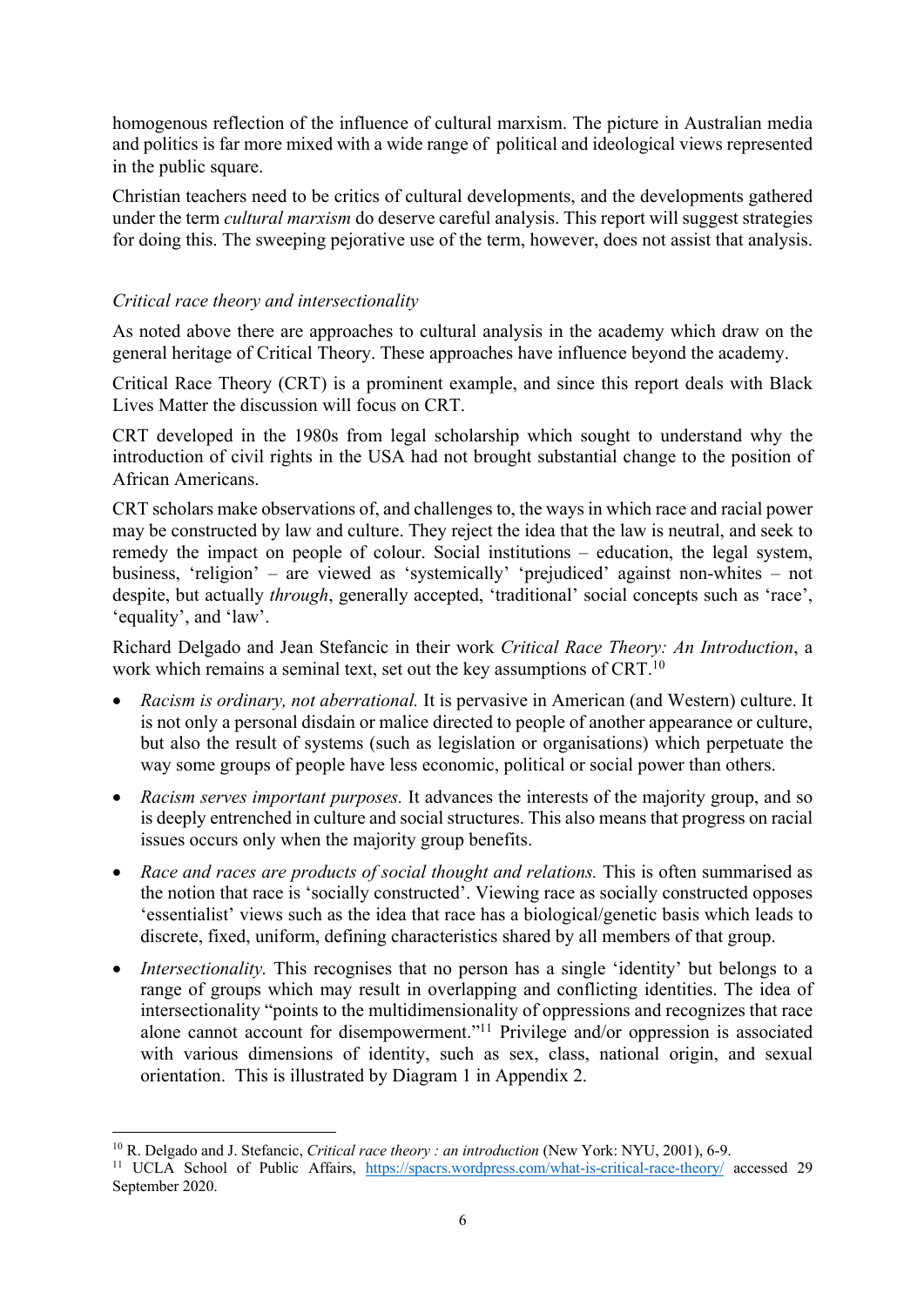homogenous reflection of the influence of cultural marxism. The picture in Australian media and politics is far more mixed with a wide range of political and ideological views represented in the public square.

Christian teachers need to be critics of cultural developments, and the developments gathered under the term *cultural marxism* do deserve careful analysis. This report will suggest strategies for doing this. The sweeping pejorative use of the term, however, does not assist that analysis.

### *Critical race theory and intersectionality*

As noted above there are approaches to cultural analysis in the academy which draw on the general heritage of Critical Theory. These approaches have influence beyond the academy.

Critical Race Theory (CRT) is a prominent example, and since this report deals with Black Lives Matter the discussion will focus on CRT.

CRT developed in the 1980s from legal scholarship which sought to understand why the introduction of civil rights in the USA had not brought substantial change to the position of African Americans.

CRT scholars make observations of, and challenges to, the ways in which race and racial power may be constructed by law and culture. They reject the idea that the law is neutral, and seek to remedy the impact on people of colour. Social institutions – education, the legal system, business, 'religion' – are viewed as 'systemically' 'prejudiced' against non-whites – not despite, but actually *through*, generally accepted, 'traditional' social concepts such as 'race', 'equality', and 'law'.

Richard Delgado and Jean Stefancic in their work *Critical Race Theory: An Introduction*, a work which remains a seminal text, set out the key assumptions of CRT.[10]

- *Racism is ordinary, not aberrational.* It is pervasive in American (and Western) culture. It is not only a personal disdain or malice directed to people of another appearance or culture, but also the result of systems (such as legislation or organisations) which perpetuate the way some groups of people have less economic, political or social power than others.
- *Racism serves important purposes.* It advances the interests of the majority group, and so is deeply entrenched in culture and social structures. This also means that progress on racial issues occurs only when the majority group benefits.
- *Race and races are products of social thought and relations.* This is often summarised as the notion that race is 'socially constructed'. Viewing race as socially constructed opposes 'essentialist' views such as the idea that race has a biological/genetic basis which leads to discrete, fixed, uniform, defining characteristics shared by all members of that group.
- *Intersectionality.* This recognises that no person has a single 'identity' but belongs to a range of groups which may result in overlapping and conflicting identities. The idea of intersectionality "points to the multidimensionality of oppressions and recognizes that race alone cannot account for disempowerment."[11] Privilege and/or oppression is associated with various dimensions of identity, such as sex, class, national origin, and sexual orientation. This is illustrated by Diagram 1 in Appendix 2.

---

[10] R. Delgado and J. Stefancic, *Critical race theory : an introduction* (New York: NYU, 2001), 6-9.

[11] UCLA School of Public Affairs, https://spacrs.wordpress.com/what-is-critical-race-theory/ accessed 29 September 2020.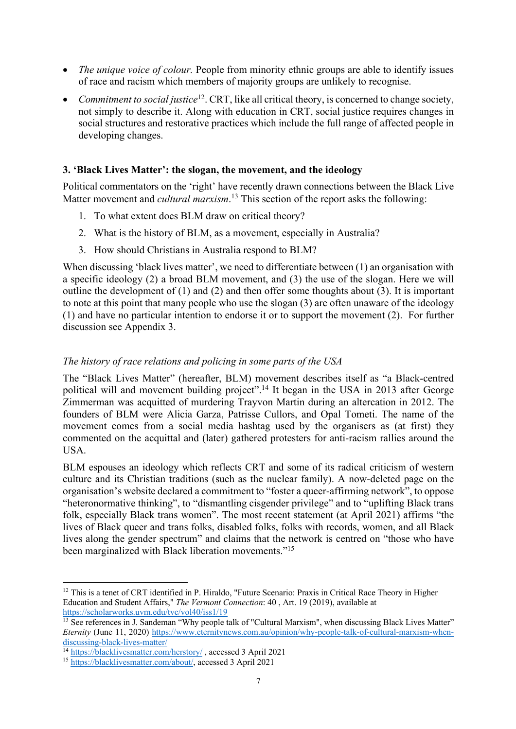- *The unique voice of colour.* People from minority ethnic groups are able to identify issues of race and racism which members of majority groups are unlikely to recognise.
- *Commitment to social justice*[12]. CRT, like all critical theory, is concerned to change society, not simply to describe it. Along with education in CRT, social justice requires changes in social structures and restorative practices which include the full range of affected people in developing changes.

### 3. 'Black Lives Matter': the slogan, the movement, and the ideology

Political commentators on the 'right' have recently drawn connections between the Black Live Matter movement and *cultural marxism*.[13] This section of the report asks the following:

1. To what extent does BLM draw on critical theory?
2. What is the history of BLM, as a movement, especially in Australia?
3. How should Christians in Australia respond to BLM?

When discussing 'black lives matter', we need to differentiate between (1) an organisation with a specific ideology (2) a broad BLM movement, and (3) the use of the slogan. Here we will outline the development of (1) and (2) and then offer some thoughts about (3). It is important to note at this point that many people who use the slogan (3) are often unaware of the ideology (1) and have no particular intention to endorse it or to support the movement (2). For further discussion see Appendix 3.

#### *The history of race relations and policing in some parts of the USA*

The "Black Lives Matter" (hereafter, BLM) movement describes itself as "a Black-centred political will and movement building project".[14] It began in the USA in 2013 after George Zimmerman was acquitted of murdering Trayvon Martin during an altercation in 2012. The founders of BLM were Alicia Garza, Patrisse Cullors, and Opal Tometi. The name of the movement comes from a social media hashtag used by the organisers as (at first) they commented on the acquittal and (later) gathered protesters for anti-racism rallies around the USA.

BLM espouses an ideology which reflects CRT and some of its radical criticism of western culture and its Christian traditions (such as the nuclear family). A now-deleted page on the organisation's website declared a commitment to "foster a queer-affirming network", to oppose "heteronormative thinking", to "dismantling cisgender privilege" and to "uplifting Black trans folk, especially Black trans women". The most recent statement (at April 2021) affirms "the lives of Black queer and trans folks, disabled folks, folks with records, women, and all Black lives along the gender spectrum" and claims that the network is centred on "those who have been marginalized with Black liberation movements."[15]

---

[12] This is a tenet of CRT identified in P. Hiraldo, "Future Scenario: Praxis in Critical Race Theory in Higher Education and Student Affairs," *The Vermont Connection*: 40 , Art. 19 (2019), available at https://scholarworks.uvm.edu/tvc/vol40/iss1/19

[13] See references in J. Sandeman "Why people talk of "Cultural Marxism", when discussing Black Lives Matter" *Eternity* (June 11, 2020) https://www.eternitynews.com.au/opinion/why-people-talk-of-cultural-marxism-when-discussing-black-lives-matter/

[14] https://blacklivesmatter.com/herstory/ , accessed 3 April 2021

[15] https://blacklivesmatter.com/about/, accessed 3 April 2021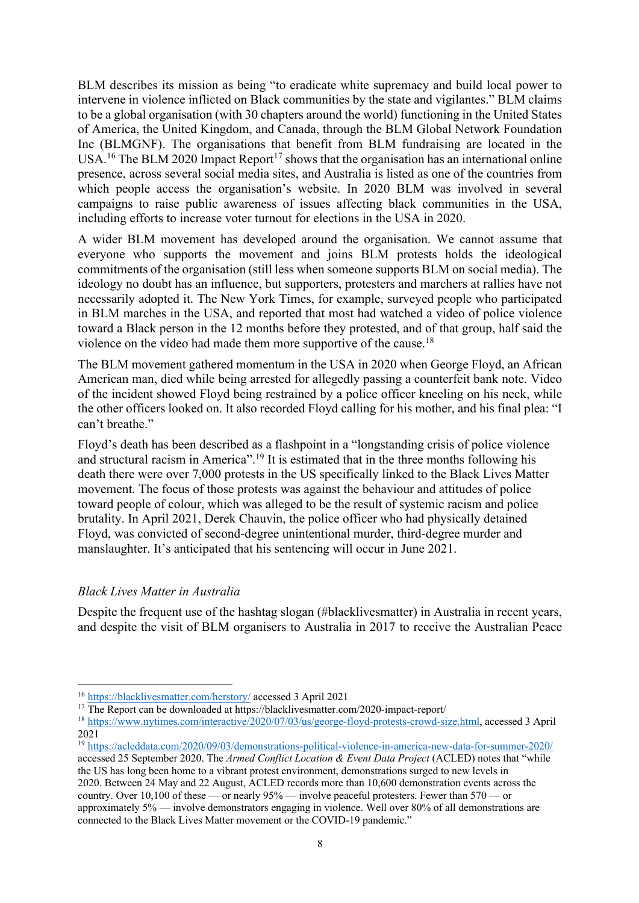BLM describes its mission as being "to eradicate white supremacy and build local power to intervene in violence inflicted on Black communities by the state and vigilantes." BLM claims to be a global organisation (with 30 chapters around the world) functioning in the United States of America, the United Kingdom, and Canada, through the BLM Global Network Foundation Inc (BLMGNF). The organisations that benefit from BLM fundraising are located in the USA.[16] The BLM 2020 Impact Report[17] shows that the organisation has an international online presence, across several social media sites, and Australia is listed as one of the countries from which people access the organisation's website. In 2020 BLM was involved in several campaigns to raise public awareness of issues affecting black communities in the USA, including efforts to increase voter turnout for elections in the USA in 2020.

A wider BLM movement has developed around the organisation. We cannot assume that everyone who supports the movement and joins BLM protests holds the ideological commitments of the organisation (still less when someone supports BLM on social media). The ideology no doubt has an influence, but supporters, protesters and marchers at rallies have not necessarily adopted it. The New York Times, for example, surveyed people who participated in BLM marches in the USA, and reported that most had watched a video of police violence toward a Black person in the 12 months before they protested, and of that group, half said the violence on the video had made them more supportive of the cause.[18]

The BLM movement gathered momentum in the USA in 2020 when George Floyd, an African American man, died while being arrested for allegedly passing a counterfeit bank note. Video of the incident showed Floyd being restrained by a police officer kneeling on his neck, while the other officers looked on. It also recorded Floyd calling for his mother, and his final plea: "I can't breathe."

Floyd's death has been described as a flashpoint in a "longstanding crisis of police violence and structural racism in America".[19] It is estimated that in the three months following his death there were over 7,000 protests in the US specifically linked to the Black Lives Matter movement. The focus of those protests was against the behaviour and attitudes of police toward people of colour, which was alleged to be the result of systemic racism and police brutality. In April 2021, Derek Chauvin, the police officer who had physically detained Floyd, was convicted of second-degree unintentional murder, third-degree murder and manslaughter. It's anticipated that his sentencing will occur in June 2021.

### *Black Lives Matter in Australia*

Despite the frequent use of the hashtag slogan (#blacklivesmatter) in Australia in recent years, and despite the visit of BLM organisers to Australia in 2017 to receive the Australian Peace

---

[16] https://blacklivesmatter.com/herstory/ accessed 3 April 2021

[17] The Report can be downloaded at https://blacklivesmatter.com/2020-impact-report/

[18] https://www.nytimes.com/interactive/2020/07/03/us/george-floyd-protests-crowd-size.html, accessed 3 April 2021

[19] https://acleddata.com/2020/09/03/demonstrations-political-violence-in-america-new-data-for-summer-2020/ accessed 25 September 2020. The *Armed Conflict Location & Event Data Project* (ACLED) notes that "while the US has long been home to a vibrant protest environment, demonstrations surged to new levels in 2020. Between 24 May and 22 August, ACLED records more than 10,600 demonstration events across the country. Over 10,100 of these — or nearly 95% — involve peaceful protesters. Fewer than 570 — or approximately 5% — involve demonstrators engaging in violence. Well over 80% of all demonstrations are connected to the Black Lives Matter movement or the COVID-19 pandemic."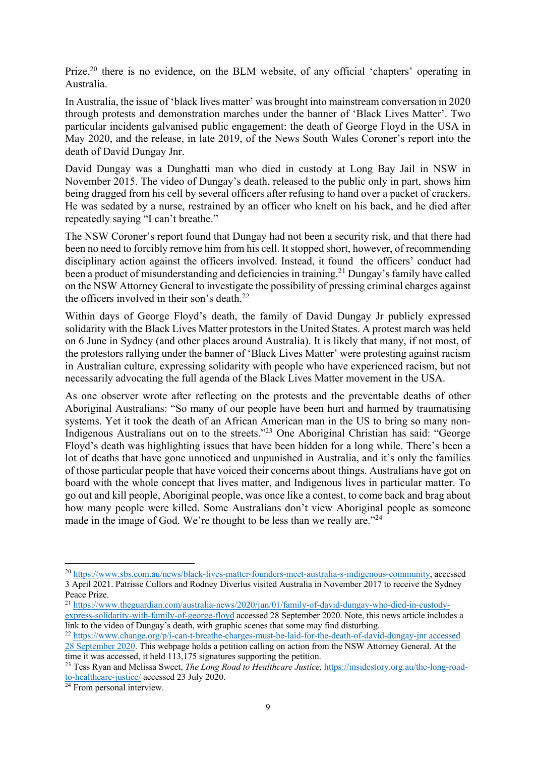Prize,[20] there is no evidence, on the BLM website, of any official 'chapters' operating in Australia.

In Australia, the issue of 'black lives matter' was brought into mainstream conversation in 2020 through protests and demonstration marches under the banner of 'Black Lives Matter'. Two particular incidents galvanised public engagement: the death of George Floyd in the USA in May 2020, and the release, in late 2019, of the News South Wales Coroner's report into the death of David Dungay Jnr.

David Dungay was a Dunghatti man who died in custody at Long Bay Jail in NSW in November 2015. The video of Dungay's death, released to the public only in part, shows him being dragged from his cell by several officers after refusing to hand over a packet of crackers. He was sedated by a nurse, restrained by an officer who knelt on his back, and he died after repeatedly saying "I can't breathe."

The NSW Coroner's report found that Dungay had not been a security risk, and that there had been no need to forcibly remove him from his cell. It stopped short, however, of recommending disciplinary action against the officers involved. Instead, it found the officers' conduct had been a product of misunderstanding and deficiencies in training.[21] Dungay's family have called on the NSW Attorney General to investigate the possibility of pressing criminal charges against the officers involved in their son's death.[22]

Within days of George Floyd's death, the family of David Dungay Jr publicly expressed solidarity with the Black Lives Matter protestors in the United States. A protest march was held on 6 June in Sydney (and other places around Australia). It is likely that many, if not most, of the protestors rallying under the banner of 'Black Lives Matter' were protesting against racism in Australian culture, expressing solidarity with people who have experienced racism, but not necessarily advocating the full agenda of the Black Lives Matter movement in the USA.

As one observer wrote after reflecting on the protests and the preventable deaths of other Aboriginal Australians: "So many of our people have been hurt and harmed by traumatising systems. Yet it took the death of an African American man in the US to bring so many non-Indigenous Australians out on to the streets."[23] One Aboriginal Christian has said: "George Floyd's death was highlighting issues that have been hidden for a long while. There's been a lot of deaths that have gone unnoticed and unpunished in Australia, and it's only the families of those particular people that have voiced their concerns about things. Australians have got on board with the whole concept that lives matter, and Indigenous lives in particular matter. To go out and kill people, Aboriginal people, was once like a contest, to come back and brag about how many people were killed. Some Australians don't view Aboriginal people as someone made in the image of God. We're thought to be less than we really are."[24]

---

[20] https://www.sbs.com.au/news/black-lives-matter-founders-meet-australia-s-indigenous-community, accessed 3 April 2021. Patrisse Cullors and Rodney Diverlus visited Australia in November 2017 to receive the Sydney Peace Prize.

[21] https://www.theguardian.com/australia-news/2020/jun/01/family-of-david-dungay-who-died-in-custody-express-solidarity-with-family-of-george-floyd accessed 28 September 2020. Note, this news article includes a link to the video of Dungay's death, with graphic scenes that some may find disturbing.

[22] https://www.change.org/p/i-can-t-breathe-charges-must-be-laid-for-the-death-of-david-dungay-jnr accessed 28 September 2020. This webpage holds a petition calling on action from the NSW Attorney General. At the time it was accessed, it held 113,175 signatures supporting the petition.

[23] Tess Ryan and Melissa Sweet, *The Long Road to Healthcare Justice,* https://insidestory.org.au/the-long-road-to-healthcare-justice/ accessed 23 July 2020.

[24] From personal interview.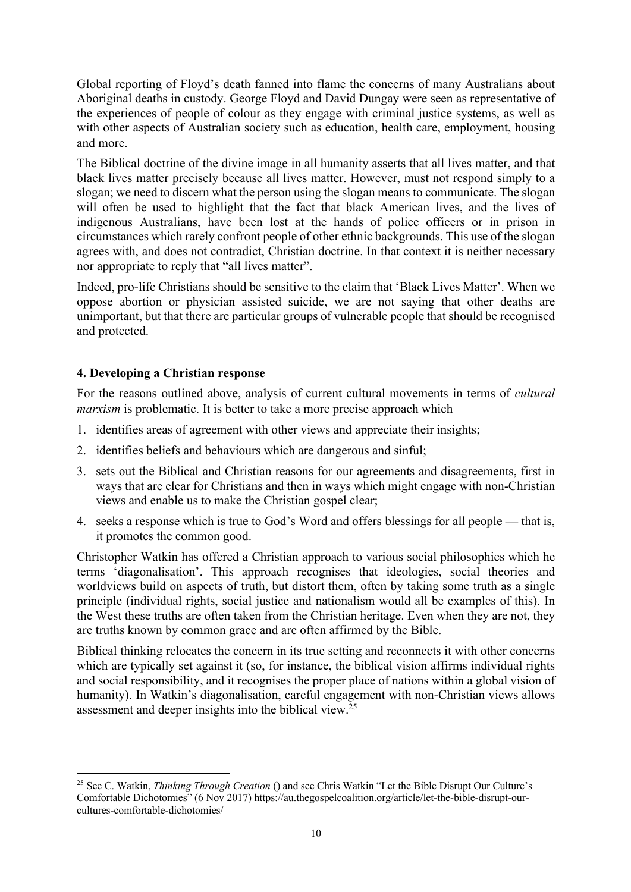Global reporting of Floyd's death fanned into flame the concerns of many Australians about Aboriginal deaths in custody. George Floyd and David Dungay were seen as representative of the experiences of people of colour as they engage with criminal justice systems, as well as with other aspects of Australian society such as education, health care, employment, housing and more.

The Biblical doctrine of the divine image in all humanity asserts that all lives matter, and that black lives matter precisely because all lives matter. However, must not respond simply to a slogan; we need to discern what the person using the slogan means to communicate. The slogan will often be used to highlight that the fact that black American lives, and the lives of indigenous Australians, have been lost at the hands of police officers or in prison in circumstances which rarely confront people of other ethnic backgrounds. This use of the slogan agrees with, and does not contradict, Christian doctrine. In that context it is neither necessary nor appropriate to reply that "all lives matter".

Indeed, pro-life Christians should be sensitive to the claim that 'Black Lives Matter'. When we oppose abortion or physician assisted suicide, we are not saying that other deaths are unimportant, but that there are particular groups of vulnerable people that should be recognised and protected.

### 4. Developing a Christian response

For the reasons outlined above, analysis of current cultural movements in terms of *cultural marxism* is problematic. It is better to take a more precise approach which

1. identifies areas of agreement with other views and appreciate their insights;
2. identifies beliefs and behaviours which are dangerous and sinful;
3. sets out the Biblical and Christian reasons for our agreements and disagreements, first in ways that are clear for Christians and then in ways which might engage with non-Christian views and enable us to make the Christian gospel clear;
4. seeks a response which is true to God's Word and offers blessings for all people — that is, it promotes the common good.

Christopher Watkin has offered a Christian approach to various social philosophies which he terms 'diagonalisation'. This approach recognises that ideologies, social theories and worldviews build on aspects of truth, but distort them, often by taking some truth as a single principle (individual rights, social justice and nationalism would all be examples of this). In the West these truths are often taken from the Christian heritage. Even when they are not, they are truths known by common grace and are often affirmed by the Bible.

Biblical thinking relocates the concern in its true setting and reconnects it with other concerns which are typically set against it (so, for instance, the biblical vision affirms individual rights and social responsibility, and it recognises the proper place of nations within a global vision of humanity). In Watkin's diagonalisation, careful engagement with non-Christian views allows assessment and deeper insights into the biblical view.[25]

[25] See C. Watkin, *Thinking Through Creation* () and see Chris Watkin "Let the Bible Disrupt Our Culture's Comfortable Dichotomies" (6 Nov 2017) https://au.thegospelcoalition.org/article/let-the-bible-disrupt-our-cultures-comfortable-dichotomies/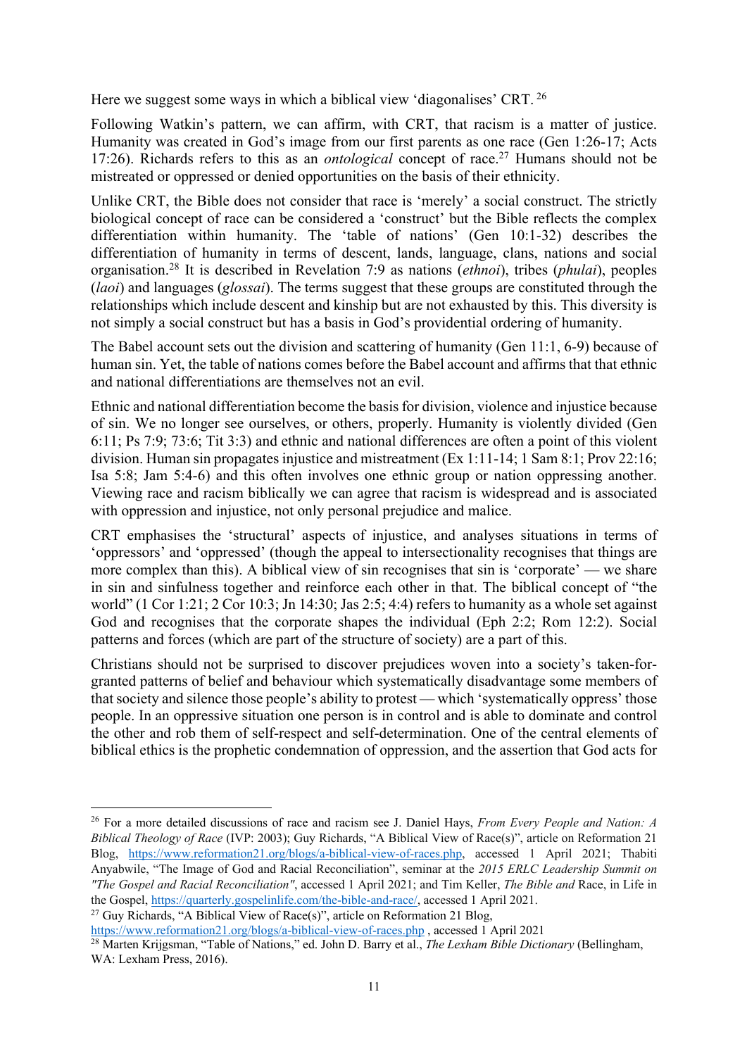Here we suggest some ways in which a biblical view 'diagonalises' CRT. [26]

Following Watkin's pattern, we can affirm, with CRT, that racism is a matter of justice. Humanity was created in God's image from our first parents as one race (Gen 1:26-17; Acts 17:26). Richards refers to this as an *ontological* concept of race.[27] Humans should not be mistreated or oppressed or denied opportunities on the basis of their ethnicity.

Unlike CRT, the Bible does not consider that race is 'merely' a social construct. The strictly biological concept of race can be considered a 'construct' but the Bible reflects the complex differentiation within humanity. The 'table of nations' (Gen 10:1-32) describes the differentiation of humanity in terms of descent, lands, language, clans, nations and social organisation.[28] It is described in Revelation 7:9 as nations (*ethnoi*), tribes (*phulai*), peoples (*laoi*) and languages (*glossai*). The terms suggest that these groups are constituted through the relationships which include descent and kinship but are not exhausted by this. This diversity is not simply a social construct but has a basis in God's providential ordering of humanity.

The Babel account sets out the division and scattering of humanity (Gen 11:1, 6-9) because of human sin. Yet, the table of nations comes before the Babel account and affirms that that ethnic and national differentiations are themselves not an evil.

Ethnic and national differentiation become the basis for division, violence and injustice because of sin. We no longer see ourselves, or others, properly. Humanity is violently divided (Gen 6:11; Ps 7:9; 73:6; Tit 3:3) and ethnic and national differences are often a point of this violent division. Human sin propagates injustice and mistreatment (Ex 1:11-14; 1 Sam 8:1; Prov 22:16; Isa 5:8; Jam 5:4-6) and this often involves one ethnic group or nation oppressing another. Viewing race and racism biblically we can agree that racism is widespread and is associated with oppression and injustice, not only personal prejudice and malice.

CRT emphasises the 'structural' aspects of injustice, and analyses situations in terms of 'oppressors' and 'oppressed' (though the appeal to intersectionality recognises that things are more complex than this). A biblical view of sin recognises that sin is 'corporate' — we share in sin and sinfulness together and reinforce each other in that. The biblical concept of "the world" (1 Cor 1:21; 2 Cor 10:3; Jn 14:30; Jas 2:5; 4:4) refers to humanity as a whole set against God and recognises that the corporate shapes the individual (Eph 2:2; Rom 12:2). Social patterns and forces (which are part of the structure of society) are a part of this.

Christians should not be surprised to discover prejudices woven into a society's taken-for-granted patterns of belief and behaviour which systematically disadvantage some members of that society and silence those people's ability to protest — which 'systematically oppress' those people. In an oppressive situation one person is in control and is able to dominate and control the other and rob them of self-respect and self-determination. One of the central elements of biblical ethics is the prophetic condemnation of oppression, and the assertion that God acts for

---

[26] For a more detailed discussions of race and racism see J. Daniel Hays, *From Every People and Nation: A Biblical Theology of Race* (IVP: 2003); Guy Richards, "A Biblical View of Race(s)", article on Reformation 21 Blog, https://www.reformation21.org/blogs/a-biblical-view-of-races.php, accessed 1 April 2021; Thabiti Anyabwile, "The Image of God and Racial Reconciliation", seminar at the *2015 ERLC Leadership Summit on "The Gospel and Racial Reconciliation"*, accessed 1 April 2021; and Tim Keller, *The Bible and* Race, in Life in the Gospel, https://quarterly.gospelinlife.com/the-bible-and-race/, accessed 1 April 2021.

[27] Guy Richards, "A Biblical View of Race(s)", article on Reformation 21 Blog, https://www.reformation21.org/blogs/a-biblical-view-of-races.php , accessed 1 April 2021

[28] Marten Krijgsman, "Table of Nations," ed. John D. Barry et al., *The Lexham Bible Dictionary* (Bellingham, WA: Lexham Press, 2016).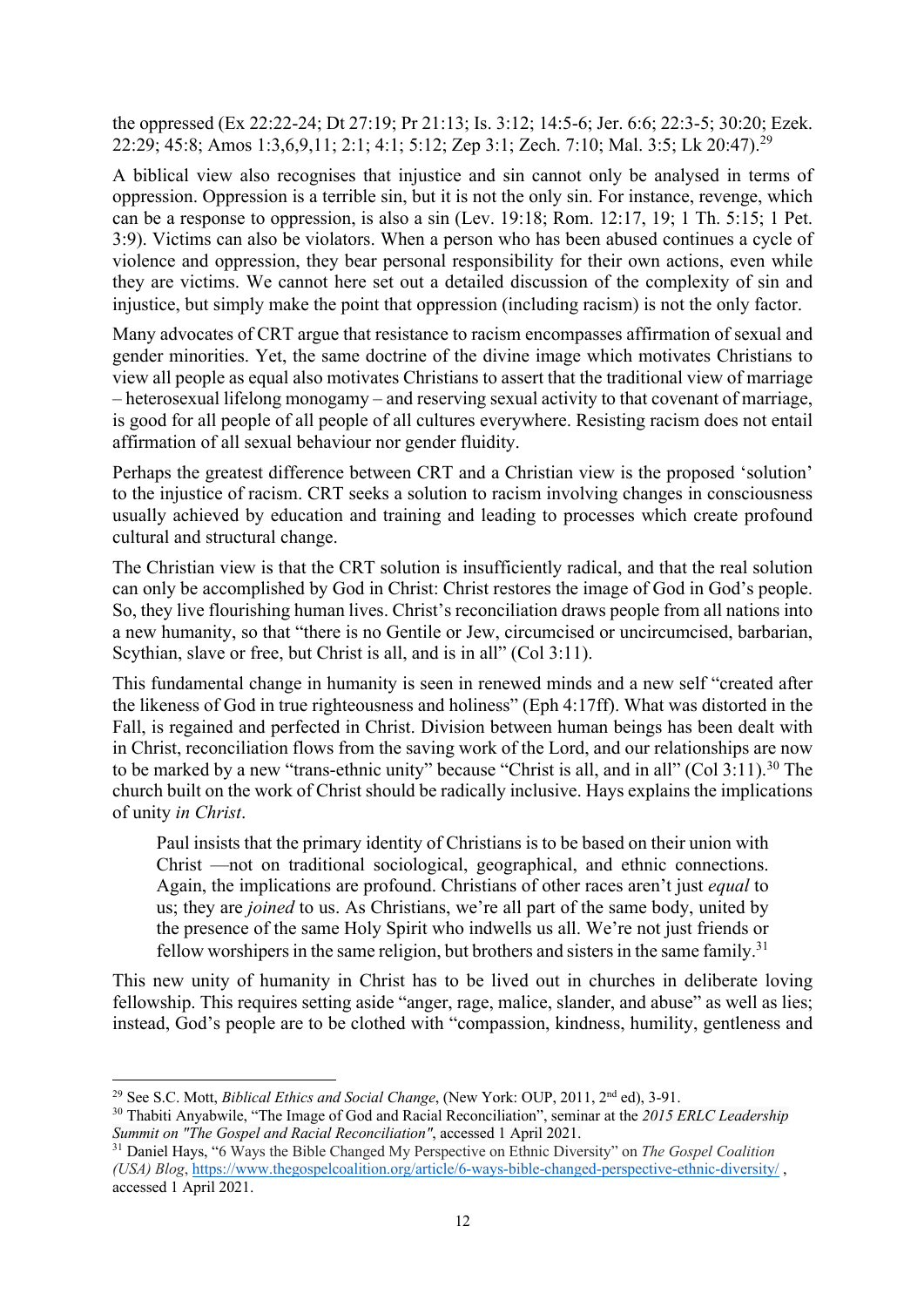the oppressed (Ex 22:22-24; Dt 27:19; Pr 21:13; Is. 3:12; 14:5-6; Jer. 6:6; 22:3-5; 30:20; Ezek. 22:29; 45:8; Amos 1:3,6,9,11; 2:1; 4:1; 5:12; Zep 3:1; Zech. 7:10; Mal. 3:5; Lk 20:47).[29]

A biblical view also recognises that injustice and sin cannot only be analysed in terms of oppression. Oppression is a terrible sin, but it is not the only sin. For instance, revenge, which can be a response to oppression, is also a sin (Lev. 19:18; Rom. 12:17, 19; 1 Th. 5:15; 1 Pet. 3:9). Victims can also be violators. When a person who has been abused continues a cycle of violence and oppression, they bear personal responsibility for their own actions, even while they are victims. We cannot here set out a detailed discussion of the complexity of sin and injustice, but simply make the point that oppression (including racism) is not the only factor.

Many advocates of CRT argue that resistance to racism encompasses affirmation of sexual and gender minorities. Yet, the same doctrine of the divine image which motivates Christians to view all people as equal also motivates Christians to assert that the traditional view of marriage – heterosexual lifelong monogamy – and reserving sexual activity to that covenant of marriage, is good for all people of all people of all cultures everywhere. Resisting racism does not entail affirmation of all sexual behaviour nor gender fluidity.

Perhaps the greatest difference between CRT and a Christian view is the proposed 'solution' to the injustice of racism. CRT seeks a solution to racism involving changes in consciousness usually achieved by education and training and leading to processes which create profound cultural and structural change.

The Christian view is that the CRT solution is insufficiently radical, and that the real solution can only be accomplished by God in Christ: Christ restores the image of God in God's people. So, they live flourishing human lives. Christ's reconciliation draws people from all nations into a new humanity, so that "there is no Gentile or Jew, circumcised or uncircumcised, barbarian, Scythian, slave or free, but Christ is all, and is in all" (Col 3:11).

This fundamental change in humanity is seen in renewed minds and a new self "created after the likeness of God in true righteousness and holiness" (Eph 4:17ff). What was distorted in the Fall, is regained and perfected in Christ. Division between human beings has been dealt with in Christ, reconciliation flows from the saving work of the Lord, and our relationships are now to be marked by a new "trans-ethnic unity" because "Christ is all, and in all" (Col 3:11).[30] The church built on the work of Christ should be radically inclusive. Hays explains the implications of unity *in Christ*.

> Paul insists that the primary identity of Christians is to be based on their union with Christ —not on traditional sociological, geographical, and ethnic connections. Again, the implications are profound. Christians of other races aren't just *equal* to us; they are *joined* to us. As Christians, we're all part of the same body, united by the presence of the same Holy Spirit who indwells us all. We're not just friends or fellow worshipers in the same religion, but brothers and sisters in the same family.[31]

This new unity of humanity in Christ has to be lived out in churches in deliberate loving fellowship. This requires setting aside "anger, rage, malice, slander, and abuse" as well as lies; instead, God's people are to be clothed with "compassion, kindness, humility, gentleness and

---

[29] See S.C. Mott, *Biblical Ethics and Social Change*, (New York: OUP, 2011, 2nd ed), 3-91.

[30] Thabiti Anyabwile, "The Image of God and Racial Reconciliation", seminar at the *2015 ERLC Leadership Summit on "The Gospel and Racial Reconciliation"*, accessed 1 April 2021.

[31] Daniel Hays, "6 Ways the Bible Changed My Perspective on Ethnic Diversity" on *The Gospel Coalition (USA) Blog*, https://www.thegospelcoalition.org/article/6-ways-bible-changed-perspective-ethnic-diversity/ , accessed 1 April 2021.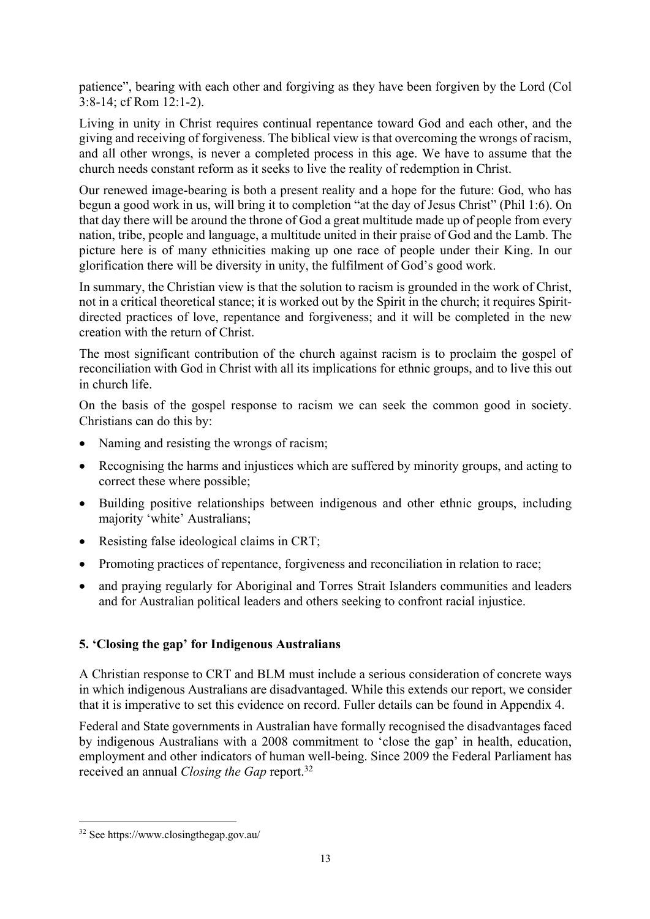patience", bearing with each other and forgiving as they have been forgiven by the Lord (Col 3:8-14; cf Rom 12:1-2).

Living in unity in Christ requires continual repentance toward God and each other, and the giving and receiving of forgiveness. The biblical view is that overcoming the wrongs of racism, and all other wrongs, is never a completed process in this age. We have to assume that the church needs constant reform as it seeks to live the reality of redemption in Christ.

Our renewed image-bearing is both a present reality and a hope for the future: God, who has begun a good work in us, will bring it to completion "at the day of Jesus Christ" (Phil 1:6). On that day there will be around the throne of God a great multitude made up of people from every nation, tribe, people and language, a multitude united in their praise of God and the Lamb. The picture here is of many ethnicities making up one race of people under their King. In our glorification there will be diversity in unity, the fulfilment of God's good work.

In summary, the Christian view is that the solution to racism is grounded in the work of Christ, not in a critical theoretical stance; it is worked out by the Spirit in the church; it requires Spirit-directed practices of love, repentance and forgiveness; and it will be completed in the new creation with the return of Christ.

The most significant contribution of the church against racism is to proclaim the gospel of reconciliation with God in Christ with all its implications for ethnic groups, and to live this out in church life.

On the basis of the gospel response to racism we can seek the common good in society. Christians can do this by:

- Naming and resisting the wrongs of racism;
- Recognising the harms and injustices which are suffered by minority groups, and acting to correct these where possible;
- Building positive relationships between indigenous and other ethnic groups, including majority 'white' Australians;
- Resisting false ideological claims in CRT;
- Promoting practices of repentance, forgiveness and reconciliation in relation to race;
- and praying regularly for Aboriginal and Torres Strait Islanders communities and leaders and for Australian political leaders and others seeking to confront racial injustice.

## 5. 'Closing the gap' for Indigenous Australians

A Christian response to CRT and BLM must include a serious consideration of concrete ways in which indigenous Australians are disadvantaged. While this extends our report, we consider that it is imperative to set this evidence on record. Fuller details can be found in Appendix 4.

Federal and State governments in Australian have formally recognised the disadvantages faced by indigenous Australians with a 2008 commitment to 'close the gap' in health, education, employment and other indicators of human well-being. Since 2009 the Federal Parliament has received an annual *Closing the Gap* report.[32]

[32] See https://www.closingthegap.gov.au/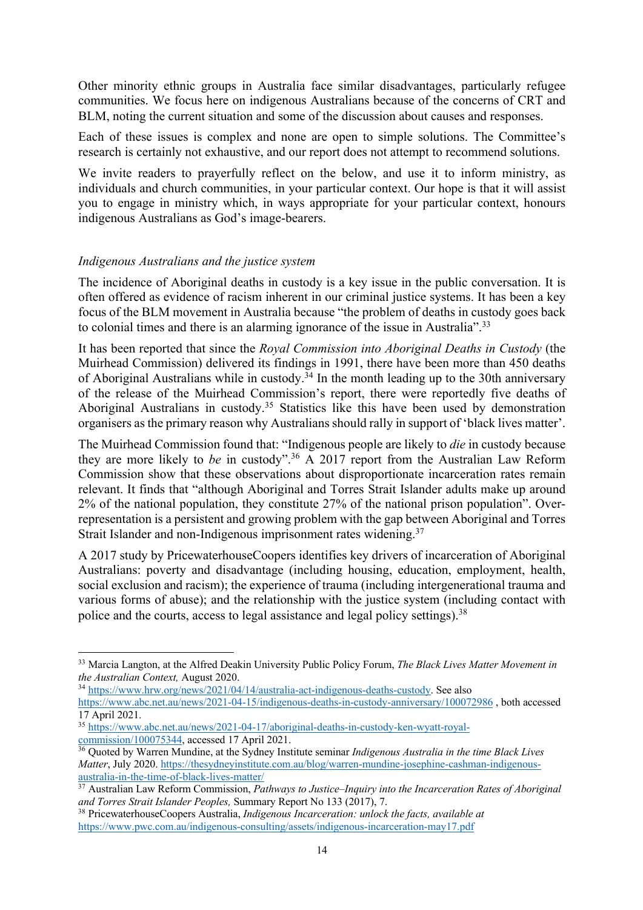Other minority ethnic groups in Australia face similar disadvantages, particularly refugee communities. We focus here on indigenous Australians because of the concerns of CRT and BLM, noting the current situation and some of the discussion about causes and responses.

Each of these issues is complex and none are open to simple solutions. The Committee's research is certainly not exhaustive, and our report does not attempt to recommend solutions.

We invite readers to prayerfully reflect on the below, and use it to inform ministry, as individuals and church communities, in your particular context. Our hope is that it will assist you to engage in ministry which, in ways appropriate for your particular context, honours indigenous Australians as God's image-bearers.

*Indigenous Australians and the justice system*

The incidence of Aboriginal deaths in custody is a key issue in the public conversation. It is often offered as evidence of racism inherent in our criminal justice systems. It has been a key focus of the BLM movement in Australia because "the problem of deaths in custody goes back to colonial times and there is an alarming ignorance of the issue in Australia".[33]

It has been reported that since the *Royal Commission into Aboriginal Deaths in Custody* (the Muirhead Commission) delivered its findings in 1991, there have been more than 450 deaths of Aboriginal Australians while in custody.[34] In the month leading up to the 30th anniversary of the release of the Muirhead Commission's report, there were reportedly five deaths of Aboriginal Australians in custody.[35] Statistics like this have been used by demonstration organisers as the primary reason why Australians should rally in support of 'black lives matter'.

The Muirhead Commission found that: "Indigenous people are likely to *die* in custody because they are more likely to *be* in custody".[36] A 2017 report from the Australian Law Reform Commission show that these observations about disproportionate incarceration rates remain relevant. It finds that "although Aboriginal and Torres Strait Islander adults make up around 2% of the national population, they constitute 27% of the national prison population". Over-representation is a persistent and growing problem with the gap between Aboriginal and Torres Strait Islander and non-Indigenous imprisonment rates widening.[37]

A 2017 study by PricewaterhouseCoopers identifies key drivers of incarceration of Aboriginal Australians: poverty and disadvantage (including housing, education, employment, health, social exclusion and racism); the experience of trauma (including intergenerational trauma and various forms of abuse); and the relationship with the justice system (including contact with police and the courts, access to legal assistance and legal policy settings).[38]

---

[33] Marcia Langton, at the Alfred Deakin University Public Policy Forum, *The Black Lives Matter Movement in the Australian Context,* August 2020.

[34] https://www.hrw.org/news/2021/04/14/australia-act-indigenous-deaths-custody. See also https://www.abc.net.au/news/2021-04-15/indigenous-deaths-in-custody-anniversary/100072986 , both accessed 17 April 2021.

[35] https://www.abc.net.au/news/2021-04-17/aboriginal-deaths-in-custody-ken-wyatt-royal-commission/100075344, accessed 17 April 2021.

[36] Quoted by Warren Mundine, at the Sydney Institute seminar *Indigenous Australia in the time Black Lives Matter*, July 2020. https://thesydneyinstitute.com.au/blog/warren-mundine-josephine-cashman-indigenous-australia-in-the-time-of-black-lives-matter/

[37] Australian Law Reform Commission, *Pathways to Justice–Inquiry into the Incarceration Rates of Aboriginal and Torres Strait Islander Peoples,* Summary Report No 133 (2017), 7.

[38] PricewaterhouseCoopers Australia, *Indigenous Incarceration: unlock the facts, available at* https://www.pwc.com.au/indigenous-consulting/assets/indigenous-incarceration-may17.pdf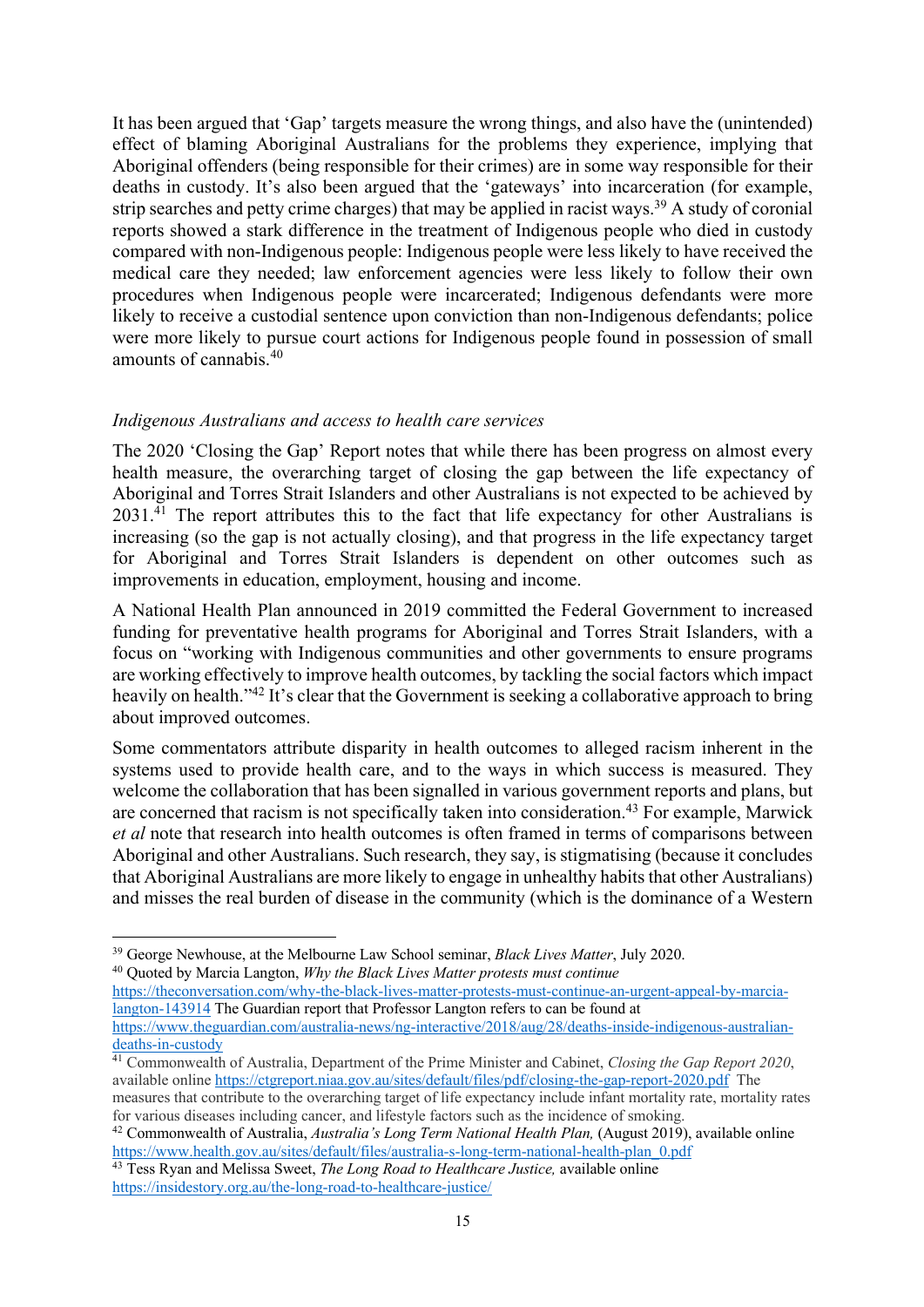It has been argued that 'Gap' targets measure the wrong things, and also have the (unintended) effect of blaming Aboriginal Australians for the problems they experience, implying that Aboriginal offenders (being responsible for their crimes) are in some way responsible for their deaths in custody. It's also been argued that the 'gateways' into incarceration (for example, strip searches and petty crime charges) that may be applied in racist ways.[39] A study of coronial reports showed a stark difference in the treatment of Indigenous people who died in custody compared with non-Indigenous people: Indigenous people were less likely to have received the medical care they needed; law enforcement agencies were less likely to follow their own procedures when Indigenous people were incarcerated; Indigenous defendants were more likely to receive a custodial sentence upon conviction than non-Indigenous defendants; police were more likely to pursue court actions for Indigenous people found in possession of small amounts of cannabis.[40]

*Indigenous Australians and access to health care services*

The 2020 'Closing the Gap' Report notes that while there has been progress on almost every health measure, the overarching target of closing the gap between the life expectancy of Aboriginal and Torres Strait Islanders and other Australians is not expected to be achieved by 2031.[41] The report attributes this to the fact that life expectancy for other Australians is increasing (so the gap is not actually closing), and that progress in the life expectancy target for Aboriginal and Torres Strait Islanders is dependent on other outcomes such as improvements in education, employment, housing and income.

A National Health Plan announced in 2019 committed the Federal Government to increased funding for preventative health programs for Aboriginal and Torres Strait Islanders, with a focus on "working with Indigenous communities and other governments to ensure programs are working effectively to improve health outcomes, by tackling the social factors which impact heavily on health."[42] It's clear that the Government is seeking a collaborative approach to bring about improved outcomes.

Some commentators attribute disparity in health outcomes to alleged racism inherent in the systems used to provide health care, and to the ways in which success is measured. They welcome the collaboration that has been signalled in various government reports and plans, but are concerned that racism is not specifically taken into consideration.[43] For example, Marwick *et al* note that research into health outcomes is often framed in terms of comparisons between Aboriginal and other Australians. Such research, they say, is stigmatising (because it concludes that Aboriginal Australians are more likely to engage in unhealthy habits that other Australians) and misses the real burden of disease in the community (which is the dominance of a Western

---

[39] George Newhouse, at the Melbourne Law School seminar, *Black Lives Matter*, July 2020.

[40] Quoted by Marcia Langton, *Why the Black Lives Matter protests must continue* https://theconversation.com/why-the-black-lives-matter-protests-must-continue-an-urgent-appeal-by-marcia-langton-143914 The Guardian report that Professor Langton refers to can be found at https://www.theguardian.com/australia-news/ng-interactive/2018/aug/28/deaths-inside-indigenous-australian-deaths-in-custody

[41] Commonwealth of Australia, Department of the Prime Minister and Cabinet, *Closing the Gap Report 2020*, available online https://ctgreport.niaa.gov.au/sites/default/files/pdf/closing-the-gap-report-2020.pdf The measures that contribute to the overarching target of life expectancy include infant mortality rate, mortality rates for various diseases including cancer, and lifestyle factors such as the incidence of smoking.

[42] Commonwealth of Australia, *Australia's Long Term National Health Plan,* (August 2019), available online https://www.health.gov.au/sites/default/files/australia-s-long-term-national-health-plan_0.pdf

[43] Tess Ryan and Melissa Sweet, *The Long Road to Healthcare Justice,* available online https://insidestory.org.au/the-long-road-to-healthcare-justice/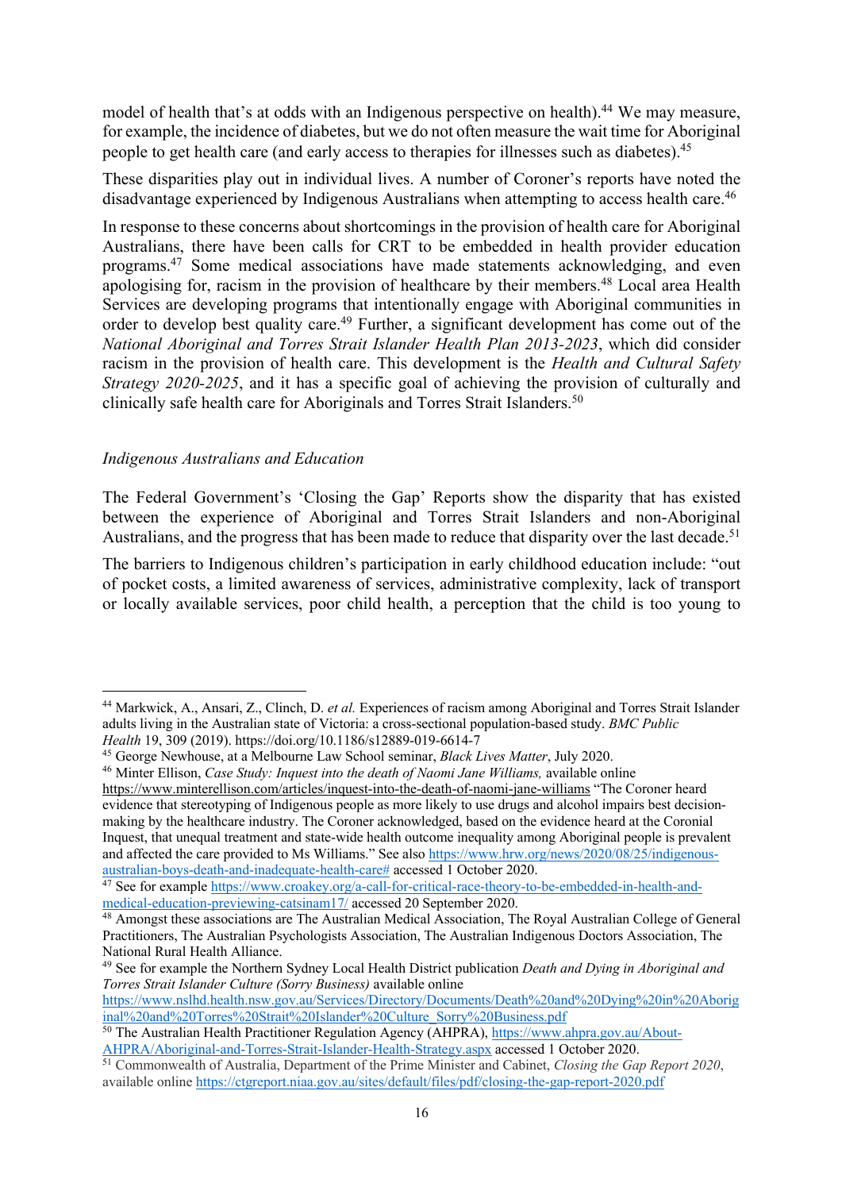model of health that's at odds with an Indigenous perspective on health).[44] We may measure, for example, the incidence of diabetes, but we do not often measure the wait time for Aboriginal people to get health care (and early access to therapies for illnesses such as diabetes).[45]

These disparities play out in individual lives. A number of Coroner's reports have noted the disadvantage experienced by Indigenous Australians when attempting to access health care.[46]

In response to these concerns about shortcomings in the provision of health care for Aboriginal Australians, there have been calls for CRT to be embedded in health provider education programs.[47] Some medical associations have made statements acknowledging, and even apologising for, racism in the provision of healthcare by their members.[48] Local area Health Services are developing programs that intentionally engage with Aboriginal communities in order to develop best quality care.[49] Further, a significant development has come out of the *National Aboriginal and Torres Strait Islander Health Plan 2013-2023*, which did consider racism in the provision of health care. This development is the *Health and Cultural Safety Strategy 2020-2025*, and it has a specific goal of achieving the provision of culturally and clinically safe health care for Aboriginals and Torres Strait Islanders.[50]

*Indigenous Australians and Education*

The Federal Government's 'Closing the Gap' Reports show the disparity that has existed between the experience of Aboriginal and Torres Strait Islanders and non-Aboriginal Australians, and the progress that has been made to reduce that disparity over the last decade.[51]

The barriers to Indigenous children's participation in early childhood education include: "out of pocket costs, a limited awareness of services, administrative complexity, lack of transport or locally available services, poor child health, a perception that the child is too young to

---

[44] Markwick, A., Ansari, Z., Clinch, D. *et al.* Experiences of racism among Aboriginal and Torres Strait Islander adults living in the Australian state of Victoria: a cross-sectional population-based study. *BMC Public Health* 19, 309 (2019). https://doi.org/10.1186/s12889-019-6614-7

[45] George Newhouse, at a Melbourne Law School seminar, *Black Lives Matter*, July 2020.

[46] Minter Ellison, *Case Study: Inquest into the death of Naomi Jane Williams,* available online https://www.minterellison.com/articles/inquest-into-the-death-of-naomi-jane-williams "The Coroner heard evidence that stereotyping of Indigenous people as more likely to use drugs and alcohol impairs best decision-making by the healthcare industry. The Coroner acknowledged, based on the evidence heard at the Coronial Inquest, that unequal treatment and state-wide health outcome inequality among Aboriginal people is prevalent and affected the care provided to Ms Williams." See also https://www.hrw.org/news/2020/08/25/indigenous-australian-boys-death-and-inadequate-health-care# accessed 1 October 2020.

[47] See for example https://www.croakey.org/a-call-for-critical-race-theory-to-be-embedded-in-health-and-medical-education-previewing-catsinam17/ accessed 20 September 2020.

[48] Amongst these associations are The Australian Medical Association, The Royal Australian College of General Practitioners, The Australian Psychologists Association, The Australian Indigenous Doctors Association, The National Rural Health Alliance.

[49] See for example the Northern Sydney Local Health District publication *Death and Dying in Aboriginal and Torres Strait Islander Culture (Sorry Business)* available online https://www.nslhd.health.nsw.gov.au/Services/Directory/Documents/Death%20and%20Dying%20in%20Aboriginal%20and%20Torres%20Strait%20Islander%20Culture_Sorry%20Business.pdf

[50] The Australian Health Practitioner Regulation Agency (AHPRA), https://www.ahpra.gov.au/About-AHPRA/Aboriginal-and-Torres-Strait-Islander-Health-Strategy.aspx accessed 1 October 2020.

[51] Commonwealth of Australia, Department of the Prime Minister and Cabinet, *Closing the Gap Report 2020*, available online https://ctgreport.niaa.gov.au/sites/default/files/pdf/closing-the-gap-report-2020.pdf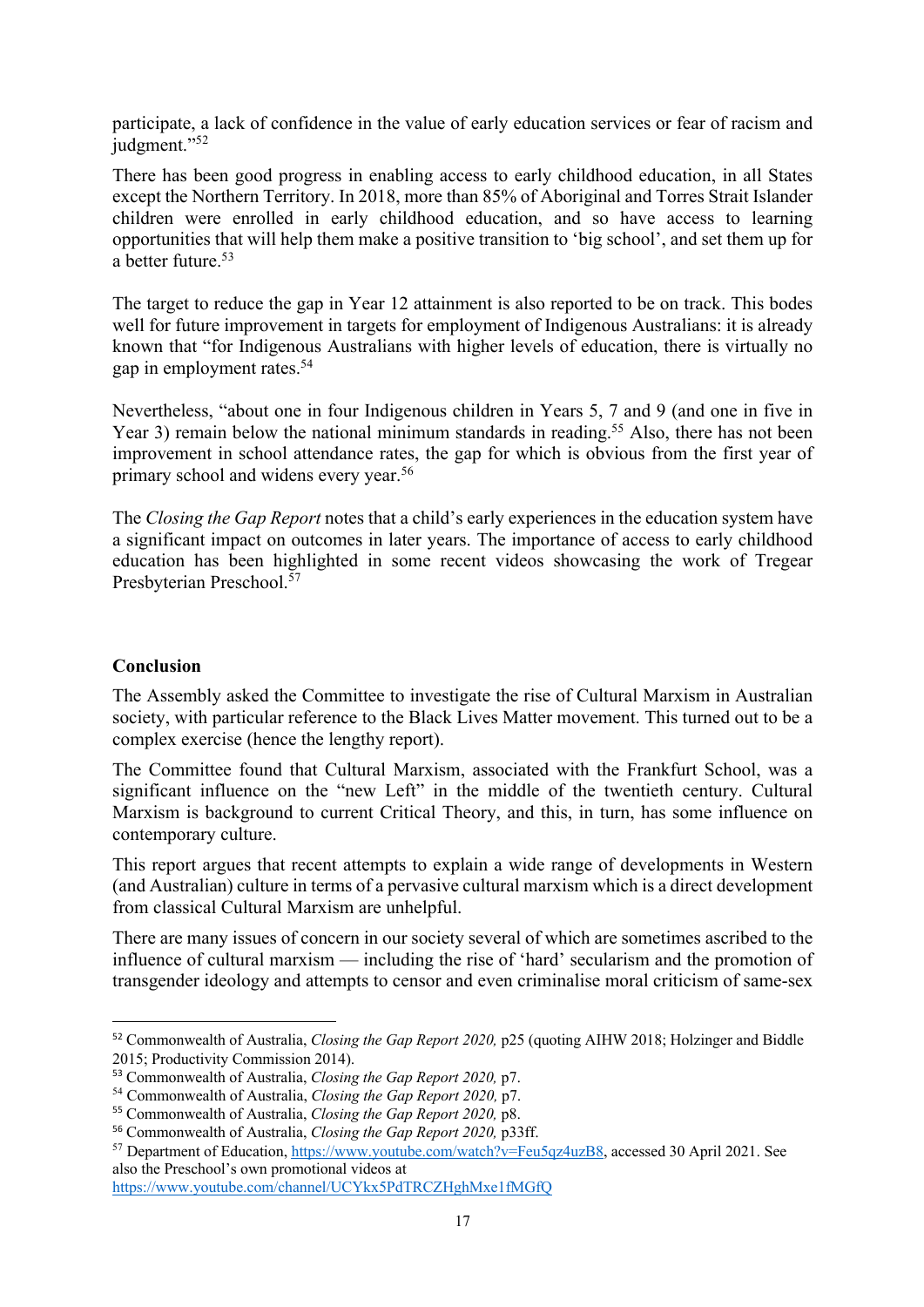participate, a lack of confidence in the value of early education services or fear of racism and judgment."[52]

There has been good progress in enabling access to early childhood education, in all States except the Northern Territory. In 2018, more than 85% of Aboriginal and Torres Strait Islander children were enrolled in early childhood education, and so have access to learning opportunities that will help them make a positive transition to 'big school', and set them up for a better future.[53]

The target to reduce the gap in Year 12 attainment is also reported to be on track. This bodes well for future improvement in targets for employment of Indigenous Australians: it is already known that "for Indigenous Australians with higher levels of education, there is virtually no gap in employment rates.[54]

Nevertheless, "about one in four Indigenous children in Years 5, 7 and 9 (and one in five in Year 3) remain below the national minimum standards in reading.[55] Also, there has not been improvement in school attendance rates, the gap for which is obvious from the first year of primary school and widens every year.[56]

The *Closing the Gap Report* notes that a child's early experiences in the education system have a significant impact on outcomes in later years. The importance of access to early childhood education has been highlighted in some recent videos showcasing the work of Tregear Presbyterian Preschool.[57]

**Conclusion**

The Assembly asked the Committee to investigate the rise of Cultural Marxism in Australian society, with particular reference to the Black Lives Matter movement. This turned out to be a complex exercise (hence the lengthy report).

The Committee found that Cultural Marxism, associated with the Frankfurt School, was a significant influence on the "new Left" in the middle of the twentieth century. Cultural Marxism is background to current Critical Theory, and this, in turn, has some influence on contemporary culture.

This report argues that recent attempts to explain a wide range of developments in Western (and Australian) culture in terms of a pervasive cultural marxism which is a direct development from classical Cultural Marxism are unhelpful.

There are many issues of concern in our society several of which are sometimes ascribed to the influence of cultural marxism — including the rise of 'hard' secularism and the promotion of transgender ideology and attempts to censor and even criminalise moral criticism of same-sex

---

[52] Commonwealth of Australia, *Closing the Gap Report 2020,* p25 (quoting AIHW 2018; Holzinger and Biddle 2015; Productivity Commission 2014).

[53] Commonwealth of Australia, *Closing the Gap Report 2020,* p7.

[54] Commonwealth of Australia, *Closing the Gap Report 2020,* p7.

[55] Commonwealth of Australia, *Closing the Gap Report 2020,* p8.

[56] Commonwealth of Australia, *Closing the Gap Report 2020,* p33ff.

[57] Department of Education, https://www.youtube.com/watch?v=Feu5qz4uzB8, accessed 30 April 2021. See also the Preschool's own promotional videos at https://www.youtube.com/channel/UCYkx5PdTRCZHghMxe1fMGfQ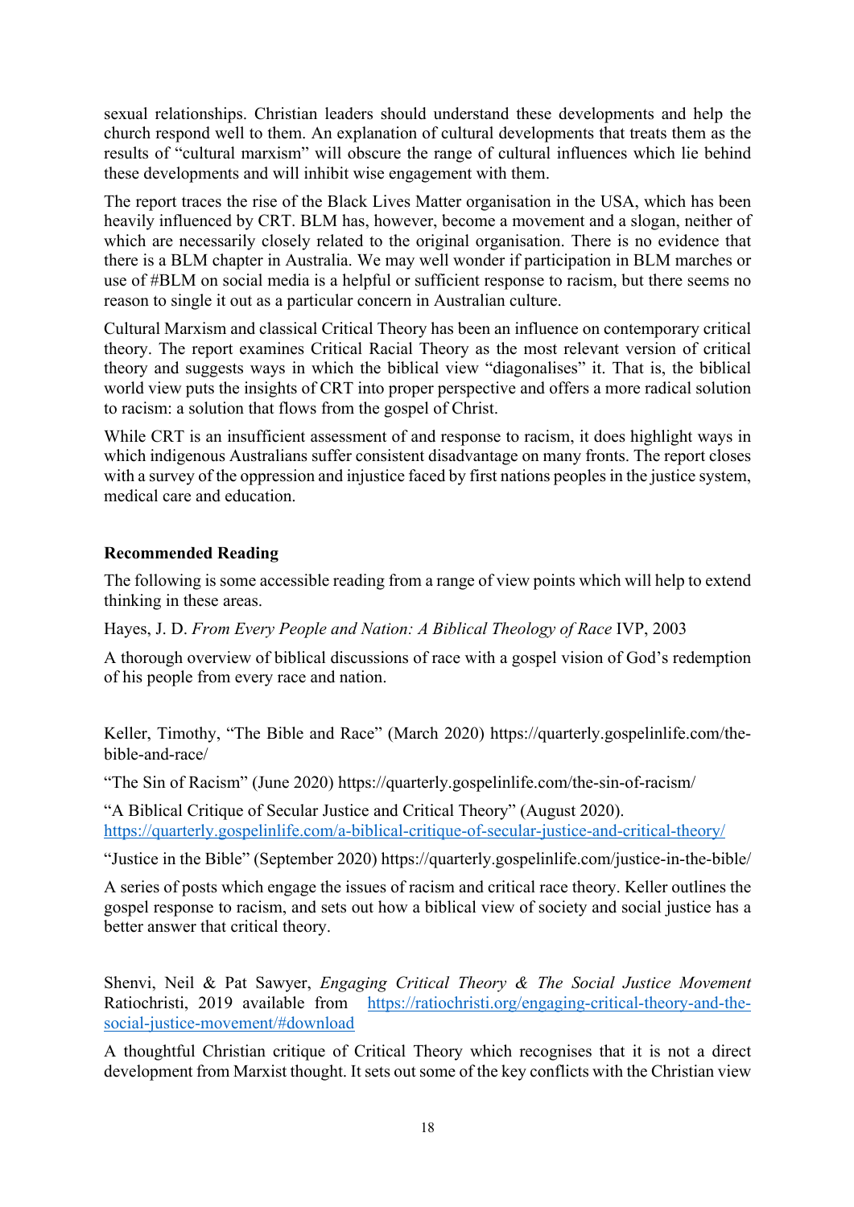sexual relationships. Christian leaders should understand these developments and help the church respond well to them. An explanation of cultural developments that treats them as the results of "cultural marxism" will obscure the range of cultural influences which lie behind these developments and will inhibit wise engagement with them.

The report traces the rise of the Black Lives Matter organisation in the USA, which has been heavily influenced by CRT. BLM has, however, become a movement and a slogan, neither of which are necessarily closely related to the original organisation. There is no evidence that there is a BLM chapter in Australia. We may well wonder if participation in BLM marches or use of #BLM on social media is a helpful or sufficient response to racism, but there seems no reason to single it out as a particular concern in Australian culture.

Cultural Marxism and classical Critical Theory has been an influence on contemporary critical theory. The report examines Critical Racial Theory as the most relevant version of critical theory and suggests ways in which the biblical view "diagonalises" it. That is, the biblical world view puts the insights of CRT into proper perspective and offers a more radical solution to racism: a solution that flows from the gospel of Christ.

While CRT is an insufficient assessment of and response to racism, it does highlight ways in which indigenous Australians suffer consistent disadvantage on many fronts. The report closes with a survey of the oppression and injustice faced by first nations peoples in the justice system, medical care and education.

**Recommended Reading**

The following is some accessible reading from a range of view points which will help to extend thinking in these areas.

Hayes, J. D. *From Every People and Nation: A Biblical Theology of Race* IVP, 2003

A thorough overview of biblical discussions of race with a gospel vision of God's redemption of his people from every race and nation.

Keller, Timothy, "The Bible and Race" (March 2020) https://quarterly.gospelinlife.com/the-bible-and-race/

"The Sin of Racism" (June 2020) https://quarterly.gospelinlife.com/the-sin-of-racism/

"A Biblical Critique of Secular Justice and Critical Theory" (August 2020). https://quarterly.gospelinlife.com/a-biblical-critique-of-secular-justice-and-critical-theory/

"Justice in the Bible" (September 2020) https://quarterly.gospelinlife.com/justice-in-the-bible/

A series of posts which engage the issues of racism and critical race theory. Keller outlines the gospel response to racism, and sets out how a biblical view of society and social justice has a better answer that critical theory.

Shenvi, Neil & Pat Sawyer, *Engaging Critical Theory & The Social Justice Movement* Ratiochristi, 2019 available from https://ratiochristi.org/engaging-critical-theory-and-the-social-justice-movement/#download

A thoughtful Christian critique of Critical Theory which recognises that it is not a direct development from Marxist thought. It sets out some of the key conflicts with the Christian view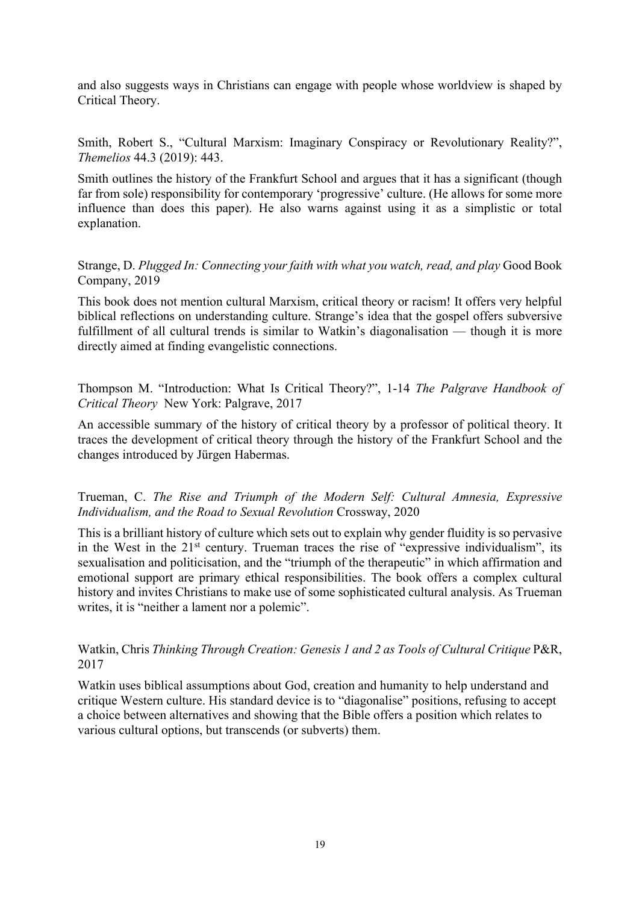and also suggests ways in Christians can engage with people whose worldview is shaped by Critical Theory.

Smith, Robert S., "Cultural Marxism: Imaginary Conspiracy or Revolutionary Reality?", *Themelios* 44.3 (2019): 443.

Smith outlines the history of the Frankfurt School and argues that it has a significant (though far from sole) responsibility for contemporary 'progressive' culture. (He allows for some more influence than does this paper). He also warns against using it as a simplistic or total explanation.

Strange, D. *Plugged In: Connecting your faith with what you watch, read, and play* Good Book Company, 2019

This book does not mention cultural Marxism, critical theory or racism! It offers very helpful biblical reflections on understanding culture. Strange's idea that the gospel offers subversive fulfillment of all cultural trends is similar to Watkin's diagonalisation — though it is more directly aimed at finding evangelistic connections.

Thompson M. "Introduction: What Is Critical Theory?", 1-14 *The Palgrave Handbook of Critical Theory* New York: Palgrave, 2017

An accessible summary of the history of critical theory by a professor of political theory. It traces the development of critical theory through the history of the Frankfurt School and the changes introduced by Jürgen Habermas.

Trueman, C. *The Rise and Triumph of the Modern Self: Cultural Amnesia, Expressive Individualism, and the Road to Sexual Revolution* Crossway, 2020

This is a brilliant history of culture which sets out to explain why gender fluidity is so pervasive in the West in the 21st century. Trueman traces the rise of "expressive individualism", its sexualisation and politicisation, and the "triumph of the therapeutic" in which affirmation and emotional support are primary ethical responsibilities. The book offers a complex cultural history and invites Christians to make use of some sophisticated cultural analysis. As Trueman writes, it is "neither a lament nor a polemic".

Watkin, Chris *Thinking Through Creation: Genesis 1 and 2 as Tools of Cultural Critique* P&R, 2017

Watkin uses biblical assumptions about God, creation and humanity to help understand and critique Western culture. His standard device is to "diagonalise" positions, refusing to accept a choice between alternatives and showing that the Bible offers a position which relates to various cultural options, but transcends (or subverts) them.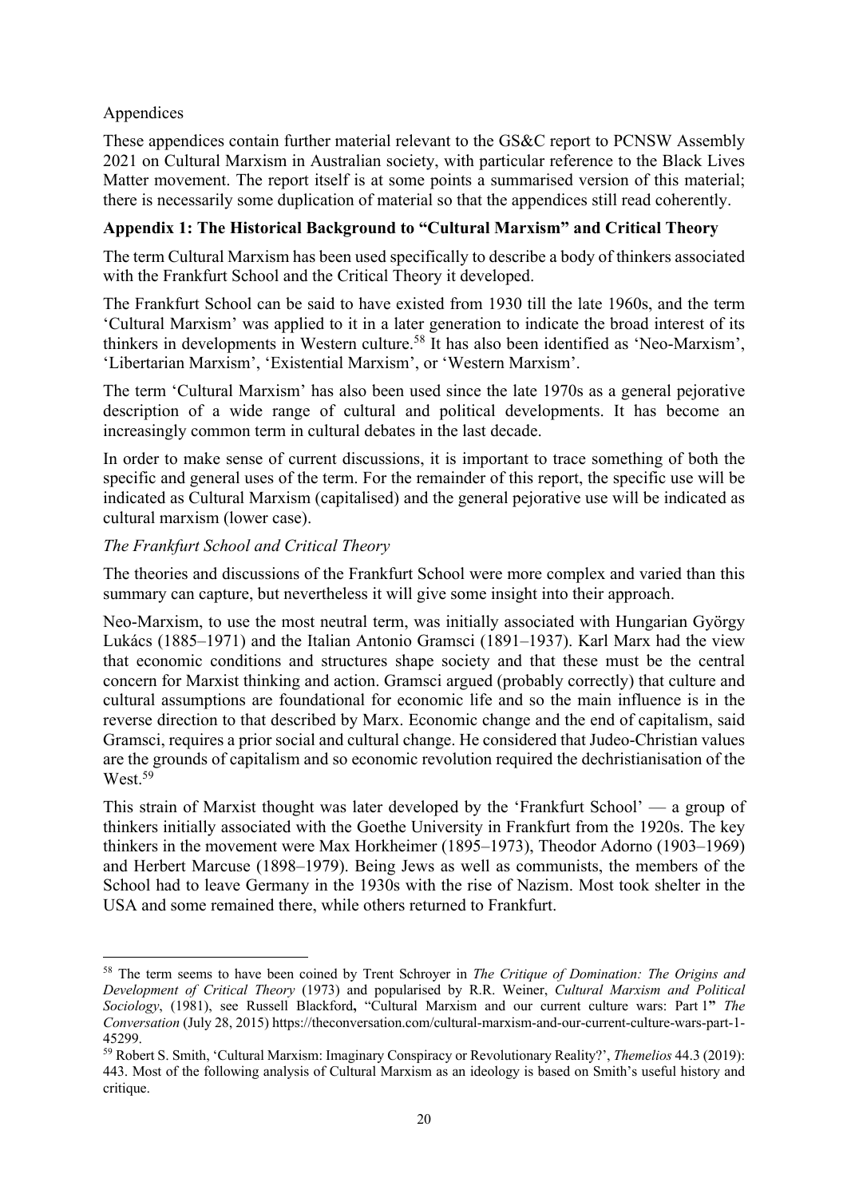Appendices

These appendices contain further material relevant to the GS&C report to PCNSW Assembly 2021 on Cultural Marxism in Australian society, with particular reference to the Black Lives Matter movement. The report itself is at some points a summarised version of this material; there is necessarily some duplication of material so that the appendices still read coherently.

**Appendix 1: The Historical Background to "Cultural Marxism" and Critical Theory**

The term Cultural Marxism has been used specifically to describe a body of thinkers associated with the Frankfurt School and the Critical Theory it developed.

The Frankfurt School can be said to have existed from 1930 till the late 1960s, and the term 'Cultural Marxism' was applied to it in a later generation to indicate the broad interest of its thinkers in developments in Western culture.[58] It has also been identified as 'Neo-Marxism', 'Libertarian Marxism', 'Existential Marxism', or 'Western Marxism'.

The term 'Cultural Marxism' has also been used since the late 1970s as a general pejorative description of a wide range of cultural and political developments. It has become an increasingly common term in cultural debates in the last decade.

In order to make sense of current discussions, it is important to trace something of both the specific and general uses of the term. For the remainder of this report, the specific use will be indicated as Cultural Marxism (capitalised) and the general pejorative use will be indicated as cultural marxism (lower case).

*The Frankfurt School and Critical Theory*

The theories and discussions of the Frankfurt School were more complex and varied than this summary can capture, but nevertheless it will give some insight into their approach.

Neo-Marxism, to use the most neutral term, was initially associated with Hungarian György Lukács (1885–1971) and the Italian Antonio Gramsci (1891–1937). Karl Marx had the view that economic conditions and structures shape society and that these must be the central concern for Marxist thinking and action. Gramsci argued (probably correctly) that culture and cultural assumptions are foundational for economic life and so the main influence is in the reverse direction to that described by Marx. Economic change and the end of capitalism, said Gramsci, requires a prior social and cultural change. He considered that Judeo-Christian values are the grounds of capitalism and so economic revolution required the dechristianisation of the West.[59]

This strain of Marxist thought was later developed by the 'Frankfurt School' — a group of thinkers initially associated with the Goethe University in Frankfurt from the 1920s. The key thinkers in the movement were Max Horkheimer (1895–1973), Theodor Adorno (1903–1969) and Herbert Marcuse (1898–1979). Being Jews as well as communists, the members of the School had to leave Germany in the 1930s with the rise of Nazism. Most took shelter in the USA and some remained there, while others returned to Frankfurt.

---

[58] The term seems to have been coined by Trent Schroyer in *The Critique of Domination: The Origins and Development of Critical Theory* (1973) and popularised by R.R. Weiner, *Cultural Marxism and Political Sociology*, (1981), see Russell Blackford**,** "Cultural Marxism and our current culture wars: Part 1**"** *The Conversation* (July 28, 2015) https://theconversation.com/cultural-marxism-and-our-current-culture-wars-part-1-45299.

[59] Robert S. Smith, 'Cultural Marxism: Imaginary Conspiracy or Revolutionary Reality?', *Themelios* 44.3 (2019): 443. Most of the following analysis of Cultural Marxism as an ideology is based on Smith's useful history and critique.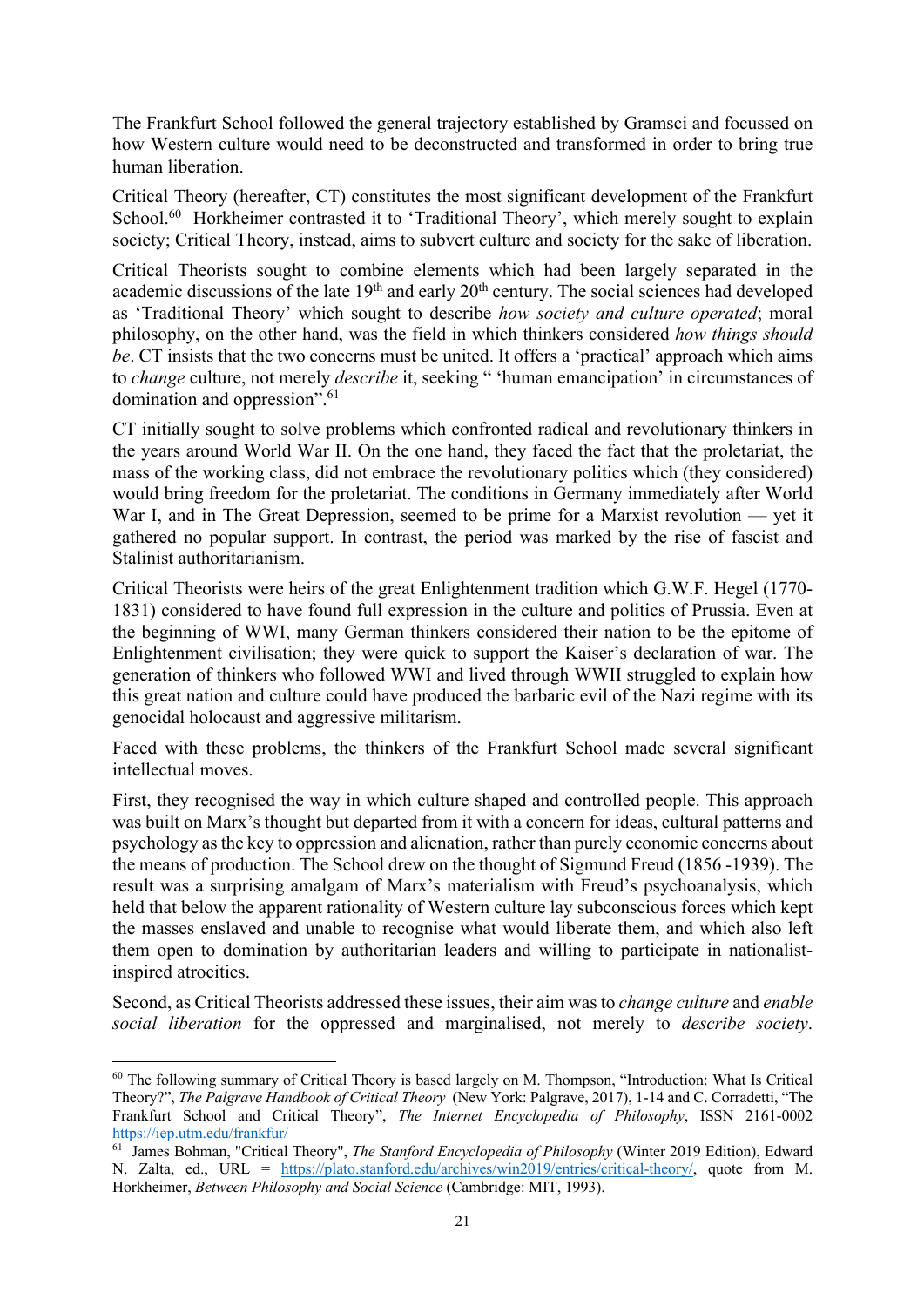The Frankfurt School followed the general trajectory established by Gramsci and focussed on how Western culture would need to be deconstructed and transformed in order to bring true human liberation.

Critical Theory (hereafter, CT) constitutes the most significant development of the Frankfurt School.[60] Horkheimer contrasted it to 'Traditional Theory', which merely sought to explain society; Critical Theory, instead, aims to subvert culture and society for the sake of liberation.

Critical Theorists sought to combine elements which had been largely separated in the academic discussions of the late 19th and early 20th century. The social sciences had developed as 'Traditional Theory' which sought to describe *how society and culture operated*; moral philosophy, on the other hand, was the field in which thinkers considered *how things should be*. CT insists that the two concerns must be united. It offers a 'practical' approach which aims to *change* culture, not merely *describe* it, seeking " 'human emancipation' in circumstances of domination and oppression".[61]

CT initially sought to solve problems which confronted radical and revolutionary thinkers in the years around World War II. On the one hand, they faced the fact that the proletariat, the mass of the working class, did not embrace the revolutionary politics which (they considered) would bring freedom for the proletariat. The conditions in Germany immediately after World War I, and in The Great Depression, seemed to be prime for a Marxist revolution — yet it gathered no popular support. In contrast, the period was marked by the rise of fascist and Stalinist authoritarianism.

Critical Theorists were heirs of the great Enlightenment tradition which G.W.F. Hegel (1770-1831) considered to have found full expression in the culture and politics of Prussia. Even at the beginning of WWI, many German thinkers considered their nation to be the epitome of Enlightenment civilisation; they were quick to support the Kaiser's declaration of war. The generation of thinkers who followed WWI and lived through WWII struggled to explain how this great nation and culture could have produced the barbaric evil of the Nazi regime with its genocidal holocaust and aggressive militarism.

Faced with these problems, the thinkers of the Frankfurt School made several significant intellectual moves.

First, they recognised the way in which culture shaped and controlled people. This approach was built on Marx's thought but departed from it with a concern for ideas, cultural patterns and psychology as the key to oppression and alienation, rather than purely economic concerns about the means of production. The School drew on the thought of Sigmund Freud (1856 -1939). The result was a surprising amalgam of Marx's materialism with Freud's psychoanalysis, which held that below the apparent rationality of Western culture lay subconscious forces which kept the masses enslaved and unable to recognise what would liberate them, and which also left them open to domination by authoritarian leaders and willing to participate in nationalist-inspired atrocities.

Second, as Critical Theorists addressed these issues, their aim was to *change culture* and *enable social liberation* for the oppressed and marginalised, not merely to *describe society*.

---

[60] The following summary of Critical Theory is based largely on M. Thompson, "Introduction: What Is Critical Theory?", *The Palgrave Handbook of Critical Theory* (New York: Palgrave, 2017), 1-14 and C. Corradetti, "The Frankfurt School and Critical Theory", *The Internet Encyclopedia of Philosophy*, ISSN 2161-0002 https://iep.utm.edu/frankfur/

[61] James Bohman, "Critical Theory", *The Stanford Encyclopedia of Philosophy* (Winter 2019 Edition), Edward N. Zalta, ed., URL = https://plato.stanford.edu/archives/win2019/entries/critical-theory/, quote from M. Horkheimer, *Between Philosophy and Social Science* (Cambridge: MIT, 1993).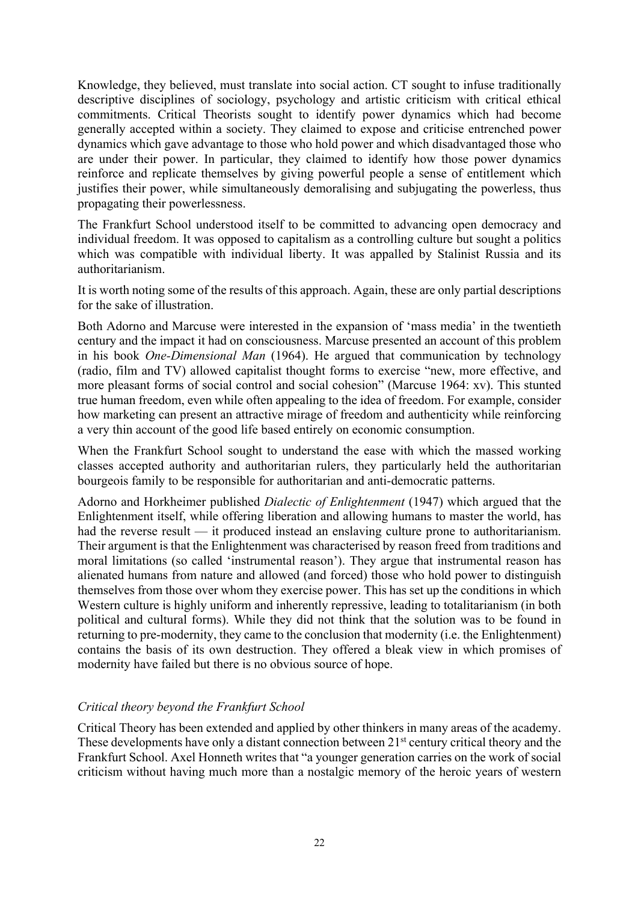Knowledge, they believed, must translate into social action. CT sought to infuse traditionally descriptive disciplines of sociology, psychology and artistic criticism with critical ethical commitments. Critical Theorists sought to identify power dynamics which had become generally accepted within a society. They claimed to expose and criticise entrenched power dynamics which gave advantage to those who hold power and which disadvantaged those who are under their power. In particular, they claimed to identify how those power dynamics reinforce and replicate themselves by giving powerful people a sense of entitlement which justifies their power, while simultaneously demoralising and subjugating the powerless, thus propagating their powerlessness.

The Frankfurt School understood itself to be committed to advancing open democracy and individual freedom. It was opposed to capitalism as a controlling culture but sought a politics which was compatible with individual liberty. It was appalled by Stalinist Russia and its authoritarianism.

It is worth noting some of the results of this approach. Again, these are only partial descriptions for the sake of illustration.

Both Adorno and Marcuse were interested in the expansion of 'mass media' in the twentieth century and the impact it had on consciousness. Marcuse presented an account of this problem in his book *One-Dimensional Man* (1964). He argued that communication by technology (radio, film and TV) allowed capitalist thought forms to exercise "new, more effective, and more pleasant forms of social control and social cohesion" (Marcuse 1964: xv). This stunted true human freedom, even while often appealing to the idea of freedom. For example, consider how marketing can present an attractive mirage of freedom and authenticity while reinforcing a very thin account of the good life based entirely on economic consumption.

When the Frankfurt School sought to understand the ease with which the massed working classes accepted authority and authoritarian rulers, they particularly held the authoritarian bourgeois family to be responsible for authoritarian and anti-democratic patterns.

Adorno and Horkheimer published *Dialectic of Enlightenment* (1947) which argued that the Enlightenment itself, while offering liberation and allowing humans to master the world, has had the reverse result — it produced instead an enslaving culture prone to authoritarianism. Their argument is that the Enlightenment was characterised by reason freed from traditions and moral limitations (so called 'instrumental reason'). They argue that instrumental reason has alienated humans from nature and allowed (and forced) those who hold power to distinguish themselves from those over whom they exercise power. This has set up the conditions in which Western culture is highly uniform and inherently repressive, leading to totalitarianism (in both political and cultural forms). While they did not think that the solution was to be found in returning to pre-modernity, they came to the conclusion that modernity (i.e. the Enlightenment) contains the basis of its own destruction. They offered a bleak view in which promises of modernity have failed but there is no obvious source of hope.

### *Critical theory beyond the Frankfurt School*

Critical Theory has been extended and applied by other thinkers in many areas of the academy. These developments have only a distant connection between 21st century critical theory and the Frankfurt School. Axel Honneth writes that "a younger generation carries on the work of social criticism without having much more than a nostalgic memory of the heroic years of western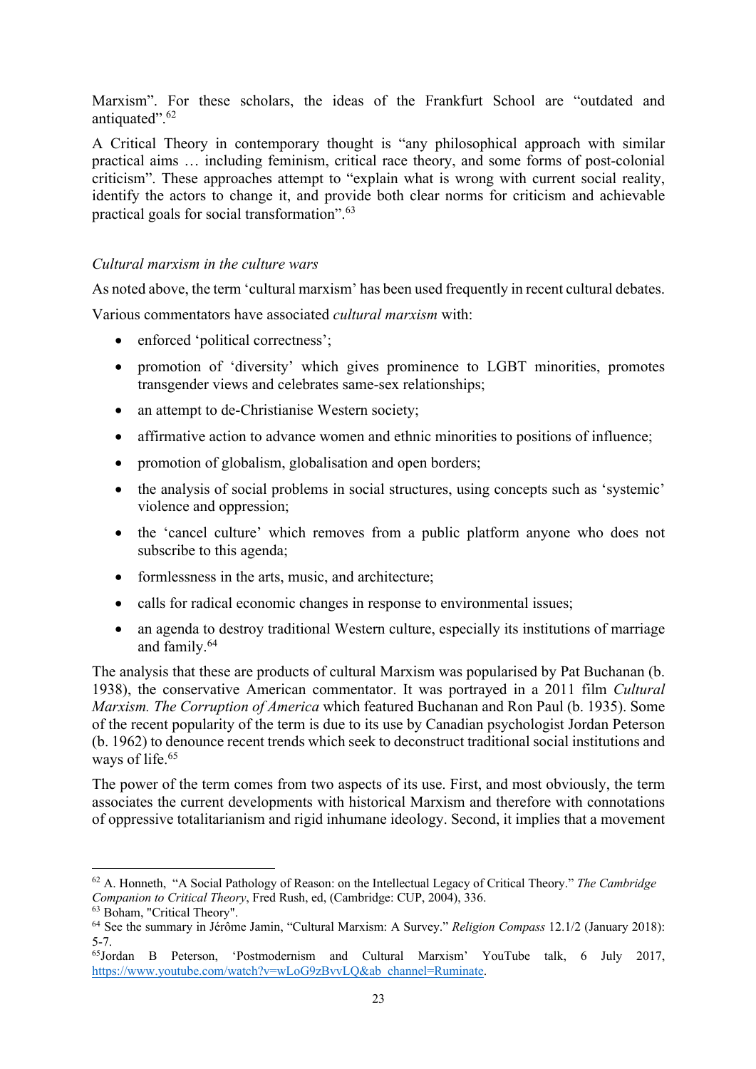Marxism". For these scholars, the ideas of the Frankfurt School are "outdated and antiquated".[62]

A Critical Theory in contemporary thought is "any philosophical approach with similar practical aims … including feminism, critical race theory, and some forms of post-colonial criticism". These approaches attempt to "explain what is wrong with current social reality, identify the actors to change it, and provide both clear norms for criticism and achievable practical goals for social transformation".[63]

*Cultural marxism in the culture wars*

As noted above, the term 'cultural marxism' has been used frequently in recent cultural debates.

Various commentators have associated *cultural marxism* with:

- enforced 'political correctness';
- promotion of 'diversity' which gives prominence to LGBT minorities, promotes transgender views and celebrates same-sex relationships;
- an attempt to de-Christianise Western society;
- affirmative action to advance women and ethnic minorities to positions of influence;
- promotion of globalism, globalisation and open borders;
- the analysis of social problems in social structures, using concepts such as 'systemic' violence and oppression;
- the 'cancel culture' which removes from a public platform anyone who does not subscribe to this agenda;
- formlessness in the arts, music, and architecture;
- calls for radical economic changes in response to environmental issues;
- an agenda to destroy traditional Western culture, especially its institutions of marriage and family.[64]

The analysis that these are products of cultural Marxism was popularised by Pat Buchanan (b. 1938), the conservative American commentator. It was portrayed in a 2011 film *Cultural Marxism. The Corruption of America* which featured Buchanan and Ron Paul (b. 1935). Some of the recent popularity of the term is due to its use by Canadian psychologist Jordan Peterson (b. 1962) to denounce recent trends which seek to deconstruct traditional social institutions and ways of life.[65]

The power of the term comes from two aspects of its use. First, and most obviously, the term associates the current developments with historical Marxism and therefore with connotations of oppressive totalitarianism and rigid inhumane ideology. Second, it implies that a movement

---

[62] A. Honneth, "A Social Pathology of Reason: on the Intellectual Legacy of Critical Theory." *The Cambridge Companion to Critical Theory*, Fred Rush, ed, (Cambridge: CUP, 2004), 336.

[63] Boham, "Critical Theory".

[64] See the summary in Jérôme Jamin, "Cultural Marxism: A Survey." *Religion Compass* 12.1/2 (January 2018): 5-7.

[65] Jordan B Peterson, 'Postmodernism and Cultural Marxism' YouTube talk, 6 July 2017, https://www.youtube.com/watch?v=wLoG9zBvvLQ&ab_channel=Ruminate.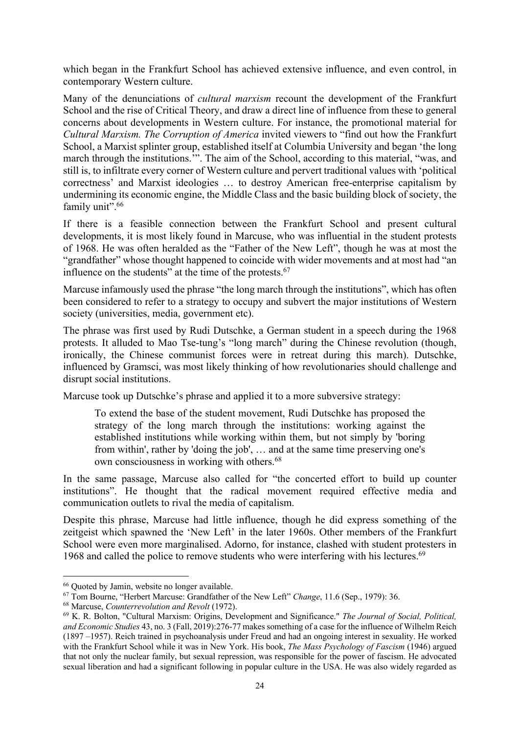which began in the Frankfurt School has achieved extensive influence, and even control, in contemporary Western culture.

Many of the denunciations of *cultural marxism* recount the development of the Frankfurt School and the rise of Critical Theory, and draw a direct line of influence from these to general concerns about developments in Western culture. For instance, the promotional material for *Cultural Marxism. The Corruption of America* invited viewers to "find out how the Frankfurt School, a Marxist splinter group, established itself at Columbia University and began 'the long march through the institutions.'". The aim of the School, according to this material, "was, and still is, to infiltrate every corner of Western culture and pervert traditional values with 'political correctness' and Marxist ideologies … to destroy American free-enterprise capitalism by undermining its economic engine, the Middle Class and the basic building block of society, the family unit".[66]

If there is a feasible connection between the Frankfurt School and present cultural developments, it is most likely found in Marcuse, who was influential in the student protests of 1968. He was often heralded as the "Father of the New Left", though he was at most the "grandfather" whose thought happened to coincide with wider movements and at most had "an influence on the students" at the time of the protests.[67]

Marcuse infamously used the phrase "the long march through the institutions", which has often been considered to refer to a strategy to occupy and subvert the major institutions of Western society (universities, media, government etc).

The phrase was first used by Rudi Dutschke, a German student in a speech during the 1968 protests. It alluded to Mao Tse-tung's "long march" during the Chinese revolution (though, ironically, the Chinese communist forces were in retreat during this march). Dutschke, influenced by Gramsci, was most likely thinking of how revolutionaries should challenge and disrupt social institutions.

Marcuse took up Dutschke's phrase and applied it to a more subversive strategy:

> To extend the base of the student movement, Rudi Dutschke has proposed the strategy of the long march through the institutions: working against the established institutions while working within them, but not simply by 'boring from within', rather by 'doing the job', … and at the same time preserving one's own consciousness in working with others.[68]

In the same passage, Marcuse also called for "the concerted effort to build up counter institutions". He thought that the radical movement required effective media and communication outlets to rival the media of capitalism.

Despite this phrase, Marcuse had little influence, though he did express something of the zeitgeist which spawned the 'New Left' in the later 1960s. Other members of the Frankfurt School were even more marginalised. Adorno, for instance, clashed with student protesters in 1968 and called the police to remove students who were interfering with his lectures.[69]

---

[66] Quoted by Jamin, website no longer available.

[67] Tom Bourne, "Herbert Marcuse: Grandfather of the New Left" *Change*, 11.6 (Sep., 1979): 36.

[68] Marcuse, *Counterrevolution and Revolt* (1972).

[69] K. R. Bolton, "Cultural Marxism: Origins, Development and Significance." *The Journal of Social, Political, and Economic Studies* 43, no. 3 (Fall, 2019):276-77 makes something of a case for the influence of Wilhelm Reich (1897 –1957). Reich trained in psychoanalysis under Freud and had an ongoing interest in sexuality. He worked with the Frankfurt School while it was in New York. His book, *The Mass Psychology of Fascism* (1946) argued that not only the nuclear family, but sexual repression, was responsible for the power of fascism. He advocated sexual liberation and had a significant following in popular culture in the USA. He was also widely regarded as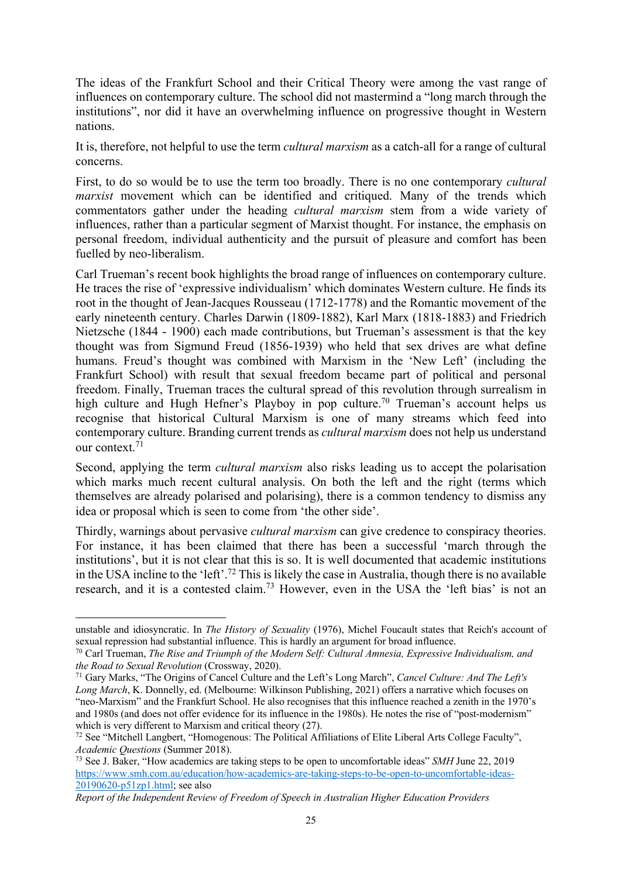The ideas of the Frankfurt School and their Critical Theory were among the vast range of influences on contemporary culture. The school did not mastermind a "long march through the institutions", nor did it have an overwhelming influence on progressive thought in Western nations.

It is, therefore, not helpful to use the term *cultural marxism* as a catch-all for a range of cultural concerns.

First, to do so would be to use the term too broadly. There is no one contemporary *cultural marxist* movement which can be identified and critiqued. Many of the trends which commentators gather under the heading *cultural marxism* stem from a wide variety of influences, rather than a particular segment of Marxist thought. For instance, the emphasis on personal freedom, individual authenticity and the pursuit of pleasure and comfort has been fuelled by neo-liberalism.

Carl Trueman's recent book highlights the broad range of influences on contemporary culture. He traces the rise of 'expressive individualism' which dominates Western culture. He finds its root in the thought of Jean-Jacques Rousseau (1712-1778) and the Romantic movement of the early nineteenth century. Charles Darwin (1809-1882), Karl Marx (1818-1883) and Friedrich Nietzsche (1844 - 1900) each made contributions, but Trueman's assessment is that the key thought was from Sigmund Freud (1856-1939) who held that sex drives are what define humans. Freud's thought was combined with Marxism in the 'New Left' (including the Frankfurt School) with result that sexual freedom became part of political and personal freedom. Finally, Trueman traces the cultural spread of this revolution through surrealism in high culture and Hugh Hefner's Playboy in pop culture.[70] Trueman's account helps us recognise that historical Cultural Marxism is one of many streams which feed into contemporary culture. Branding current trends as *cultural marxism* does not help us understand our context.[71]

Second, applying the term *cultural marxism* also risks leading us to accept the polarisation which marks much recent cultural analysis. On both the left and the right (terms which themselves are already polarised and polarising), there is a common tendency to dismiss any idea or proposal which is seen to come from 'the other side'.

Thirdly, warnings about pervasive *cultural marxism* can give credence to conspiracy theories. For instance, it has been claimed that there has been a successful 'march through the institutions', but it is not clear that this is so. It is well documented that academic institutions in the USA incline to the 'left'.[72] This is likely the case in Australia, though there is no available research, and it is a contested claim.[73] However, even in the USA the 'left bias' is not an

---

unstable and idiosyncratic. In *The History of Sexuality* (1976), Michel Foucault states that Reich's account of sexual repression had substantial influence. This is hardly an argument for broad influence.

[70] Carl Trueman, *The Rise and Triumph of the Modern Self: Cultural Amnesia, Expressive Individualism, and the Road to Sexual Revolution* (Crossway, 2020).

[71] Gary Marks, "The Origins of Cancel Culture and the Left's Long March", *Cancel Culture: And The Left's Long March*, K. Donnelly, ed. (Melbourne: Wilkinson Publishing, 2021) offers a narrative which focuses on "neo-Marxism" and the Frankfurt School. He also recognises that this influence reached a zenith in the 1970's and 1980s (and does not offer evidence for its influence in the 1980s). He notes the rise of "post-modernism" which is very different to Marxism and critical theory (27).

[72] See "Mitchell Langbert, "Homogenous: The Political Affiliations of Elite Liberal Arts College Faculty", *Academic Questions* (Summer 2018).

[73] See J. Baker, "How academics are taking steps to be open to uncomfortable ideas" *SMH* June 22, 2019 https://www.smh.com.au/education/how-academics-are-taking-steps-to-be-open-to-uncomfortable-ideas-20190620-p51zp1.html; see also *Report of the Independent Review of Freedom of Speech in Australian Higher Education Providers*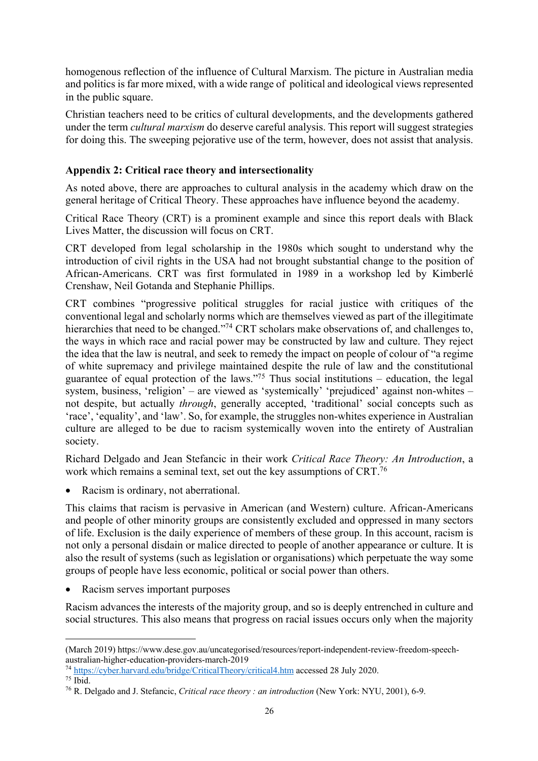homogenous reflection of the influence of Cultural Marxism. The picture in Australian media and politics is far more mixed, with a wide range of political and ideological views represented in the public square.

Christian teachers need to be critics of cultural developments, and the developments gathered under the term *cultural marxism* do deserve careful analysis. This report will suggest strategies for doing this. The sweeping pejorative use of the term, however, does not assist that analysis.

## Appendix 2: Critical race theory and intersectionality

As noted above, there are approaches to cultural analysis in the academy which draw on the general heritage of Critical Theory. These approaches have influence beyond the academy.

Critical Race Theory (CRT) is a prominent example and since this report deals with Black Lives Matter, the discussion will focus on CRT.

CRT developed from legal scholarship in the 1980s which sought to understand why the introduction of civil rights in the USA had not brought substantial change to the position of African-Americans. CRT was first formulated in 1989 in a workshop led by Kimberlé Crenshaw, Neil Gotanda and Stephanie Phillips.

CRT combines "progressive political struggles for racial justice with critiques of the conventional legal and scholarly norms which are themselves viewed as part of the illegitimate hierarchies that need to be changed."[74] CRT scholars make observations of, and challenges to, the ways in which race and racial power may be constructed by law and culture. They reject the idea that the law is neutral, and seek to remedy the impact on people of colour of "a regime of white supremacy and privilege maintained despite the rule of law and the constitutional guarantee of equal protection of the laws."[75] Thus social institutions – education, the legal system, business, 'religion' – are viewed as 'systemically' 'prejudiced' against non-whites – not despite, but actually *through*, generally accepted, 'traditional' social concepts such as 'race', 'equality', and 'law'. So, for example, the struggles non-whites experience in Australian culture are alleged to be due to racism systemically woven into the entirety of Australian society.

Richard Delgado and Jean Stefancic in their work *Critical Race Theory: An Introduction*, a work which remains a seminal text, set out the key assumptions of CRT.[76]

- Racism is ordinary, not aberrational.

This claims that racism is pervasive in American (and Western) culture. African-Americans and people of other minority groups are consistently excluded and oppressed in many sectors of life. Exclusion is the daily experience of members of these group. In this account, racism is not only a personal disdain or malice directed to people of another appearance or culture. It is also the result of systems (such as legislation or organisations) which perpetuate the way some groups of people have less economic, political or social power than others.

- Racism serves important purposes

Racism advances the interests of the majority group, and so is deeply entrenched in culture and social structures. This also means that progress on racial issues occurs only when the majority

---

(March 2019) https://www.dese.gov.au/uncategorised/resources/report-independent-review-freedom-speech-australian-higher-education-providers-march-2019

[74] https://cyber.harvard.edu/bridge/CriticalTheory/critical4.htm accessed 28 July 2020.

[75] Ibid.

[76] R. Delgado and J. Stefancic, *Critical race theory : an introduction* (New York: NYU, 2001), 6-9.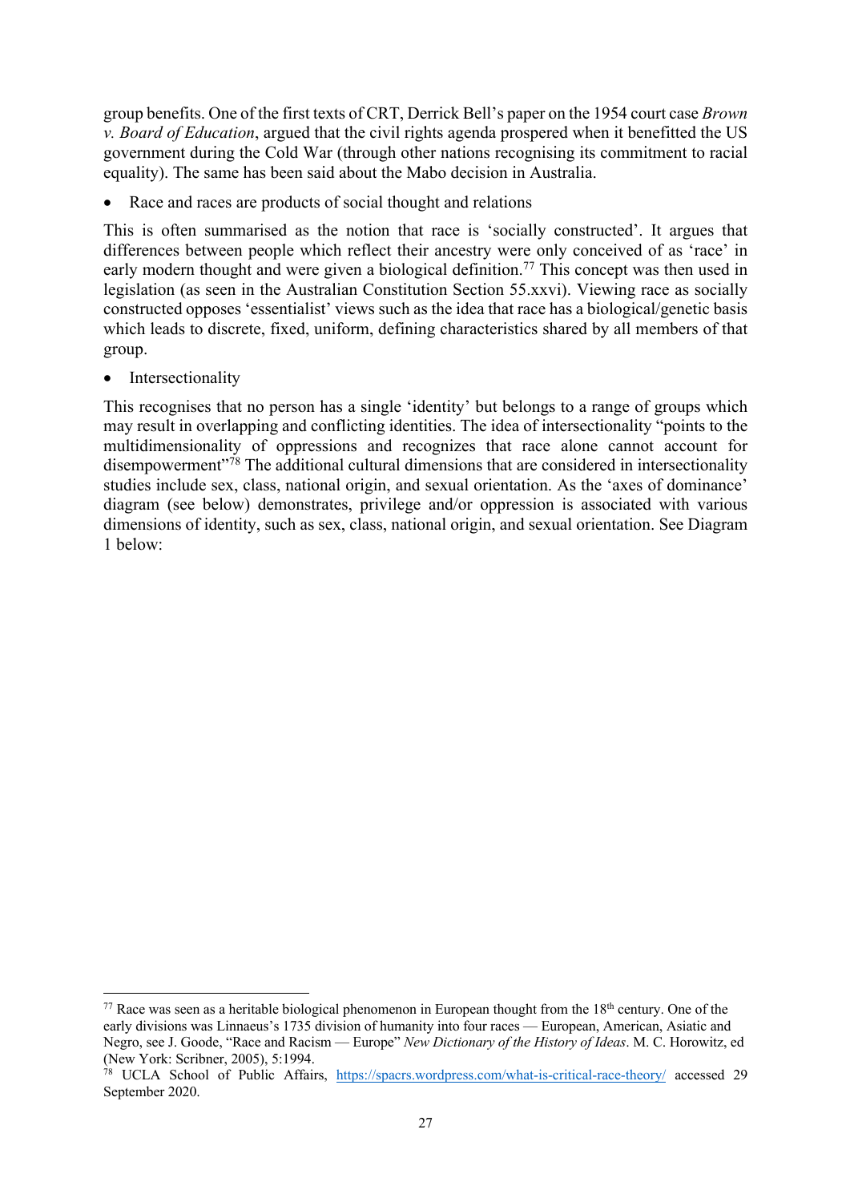group benefits. One of the first texts of CRT, Derrick Bell's paper on the 1954 court case *Brown v. Board of Education*, argued that the civil rights agenda prospered when it benefitted the US government during the Cold War (through other nations recognising its commitment to racial equality). The same has been said about the Mabo decision in Australia.

- Race and races are products of social thought and relations

This is often summarised as the notion that race is 'socially constructed'. It argues that differences between people which reflect their ancestry were only conceived of as 'race' in early modern thought and were given a biological definition.[77] This concept was then used in legislation (as seen in the Australian Constitution Section 55.xxvi). Viewing race as socially constructed opposes 'essentialist' views such as the idea that race has a biological/genetic basis which leads to discrete, fixed, uniform, defining characteristics shared by all members of that group.

- Intersectionality

This recognises that no person has a single 'identity' but belongs to a range of groups which may result in overlapping and conflicting identities. The idea of intersectionality "points to the multidimensionality of oppressions and recognizes that race alone cannot account for disempowerment"[78] The additional cultural dimensions that are considered in intersectionality studies include sex, class, national origin, and sexual orientation. As the 'axes of dominance' diagram (see below) demonstrates, privilege and/or oppression is associated with various dimensions of identity, such as sex, class, national origin, and sexual orientation. See Diagram 1 below:

---

[77] Race was seen as a heritable biological phenomenon in European thought from the 18th century. One of the early divisions was Linnaeus's 1735 division of humanity into four races — European, American, Asiatic and Negro, see J. Goode, "Race and Racism — Europe" *New Dictionary of the History of Ideas*. M. C. Horowitz, ed (New York: Scribner, 2005), 5:1994.

[78] UCLA School of Public Affairs, https://spacrs.wordpress.com/what-is-critical-race-theory/ accessed 29 September 2020.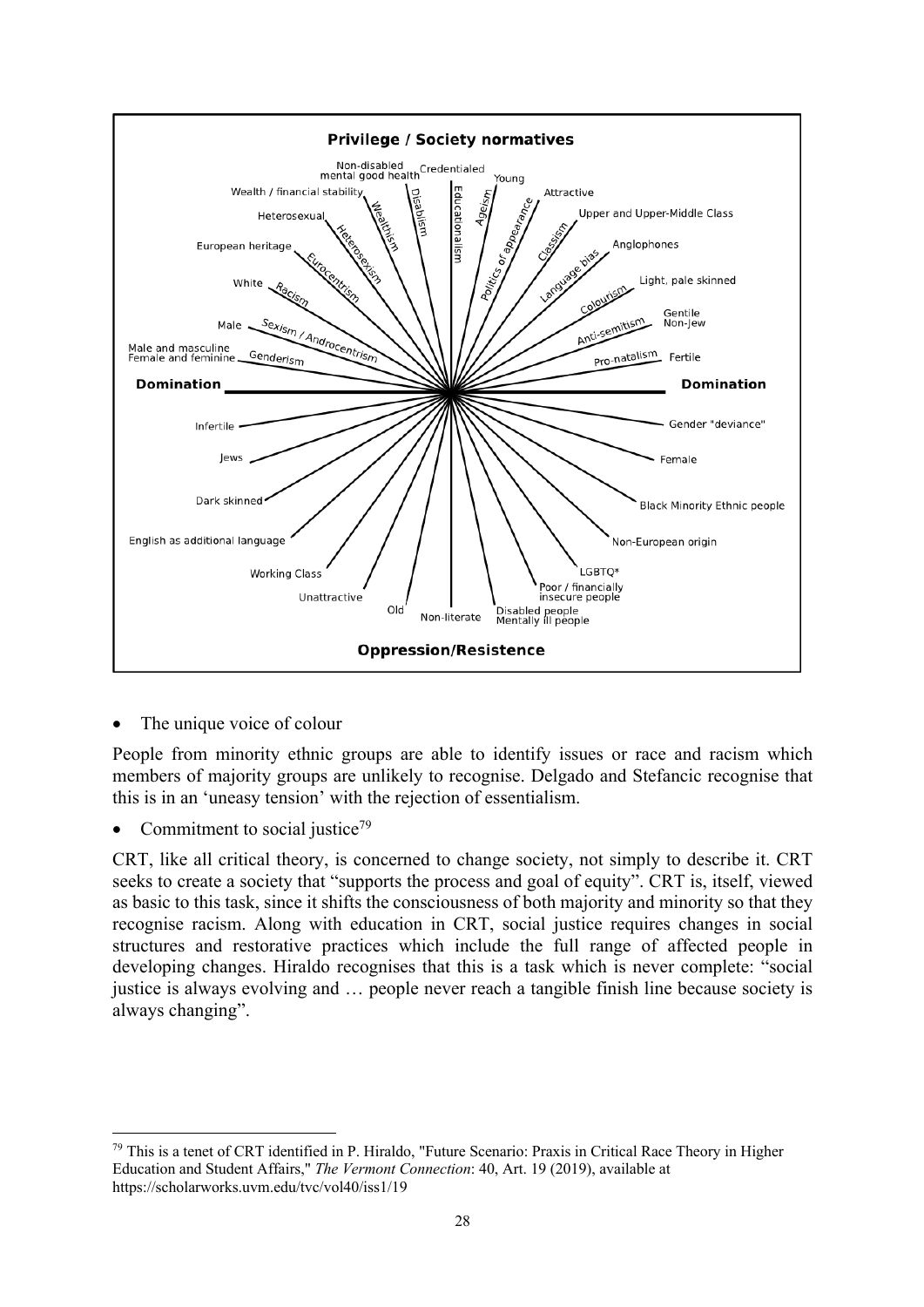- The unique voice of colour

People from minority ethnic groups are able to identify issues or race and racism which members of majority groups are unlikely to recognise. Delgado and Stefancic recognise that this is in an 'uneasy tension' with the rejection of essentialism.

- Commitment to social justice[79]

CRT, like all critical theory, is concerned to change society, not simply to describe it. CRT seeks to create a society that "supports the process and goal of equity". CRT is, itself, viewed as basic to this task, since it shifts the consciousness of both majority and minority so that they recognise racism. Along with education in CRT, social justice requires changes in social structures and restorative practices which include the full range of affected people in developing changes. Hiraldo recognises that this is a task which is never complete: "social justice is always evolving and … people never reach a tangible finish line because society is always changing".

---

[79] This is a tenet of CRT identified in P. Hiraldo, "Future Scenario: Praxis in Critical Race Theory in Higher Education and Student Affairs," *The Vermont Connection*: 40, Art. 19 (2019), available at https://scholarworks.uvm.edu/tvc/vol40/iss1/19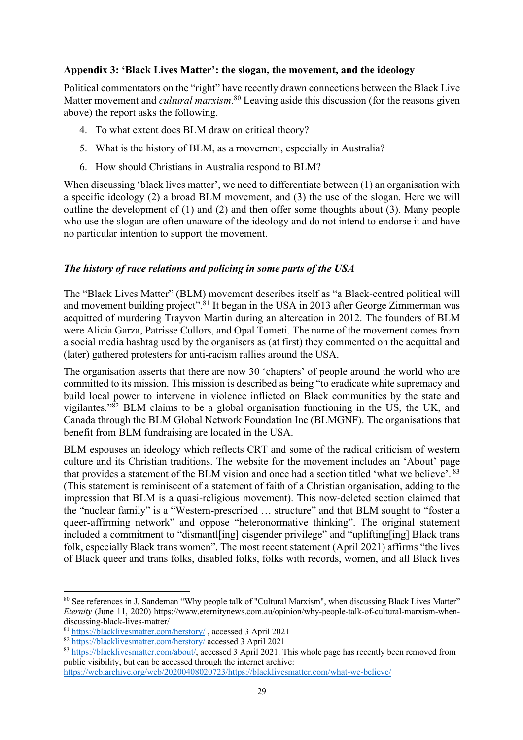### Appendix 3: 'Black Lives Matter': the slogan, the movement, and the ideology

Political commentators on the "right" have recently drawn connections between the Black Live Matter movement and *cultural marxism*.[80] Leaving aside this discussion (for the reasons given above) the report asks the following.

4. To what extent does BLM draw on critical theory?
5. What is the history of BLM, as a movement, especially in Australia?
6. How should Christians in Australia respond to BLM?

When discussing 'black lives matter', we need to differentiate between (1) an organisation with a specific ideology (2) a broad BLM movement, and (3) the use of the slogan. Here we will outline the development of (1) and (2) and then offer some thoughts about (3). Many people who use the slogan are often unaware of the ideology and do not intend to endorse it and have no particular intention to support the movement.

#### *The history of race relations and policing in some parts of the USA*

The "Black Lives Matter" (BLM) movement describes itself as "a Black-centred political will and movement building project".[81] It began in the USA in 2013 after George Zimmerman was acquitted of murdering Trayvon Martin during an altercation in 2012. The founders of BLM were Alicia Garza, Patrisse Cullors, and Opal Tometi. The name of the movement comes from a social media hashtag used by the organisers as (at first) they commented on the acquittal and (later) gathered protesters for anti-racism rallies around the USA.

The organisation asserts that there are now 30 'chapters' of people around the world who are committed to its mission. This mission is described as being "to eradicate white supremacy and build local power to intervene in violence inflicted on Black communities by the state and vigilantes."[82] BLM claims to be a global organisation functioning in the US, the UK, and Canada through the BLM Global Network Foundation Inc (BLMGNF). The organisations that benefit from BLM fundraising are located in the USA.

BLM espouses an ideology which reflects CRT and some of the radical criticism of western culture and its Christian traditions. The website for the movement includes an 'About' page that provides a statement of the BLM vision and once had a section titled 'what we believe'.[83] (This statement is reminiscent of a statement of faith of a Christian organisation, adding to the impression that BLM is a quasi-religious movement). This now-deleted section claimed that the "nuclear family" is a "Western-prescribed … structure" and that BLM sought to "foster a queer-affirming network" and oppose "heteronormative thinking". The original statement included a commitment to "dismantl[ing] cisgender privilege" and "uplifting[ing] Black trans folk, especially Black trans women". The most recent statement (April 2021) affirms "the lives of Black queer and trans folks, disabled folks, folks with records, women, and all Black lives

---

[80] See references in J. Sandeman "Why people talk of "Cultural Marxism", when discussing Black Lives Matter" *Eternity* (June 11, 2020) https://www.eternitynews.com.au/opinion/why-people-talk-of-cultural-marxism-when-discussing-black-lives-matter/

[81] https://blacklivesmatter.com/herstory/ , accessed 3 April 2021

[82] https://blacklivesmatter.com/herstory/ accessed 3 April 2021

[83] https://blacklivesmatter.com/about/, accessed 3 April 2021. This whole page has recently been removed from public visibility, but can be accessed through the internet archive: https://web.archive.org/web/20200408020723/https://blacklivesmatter.com/what-we-believe/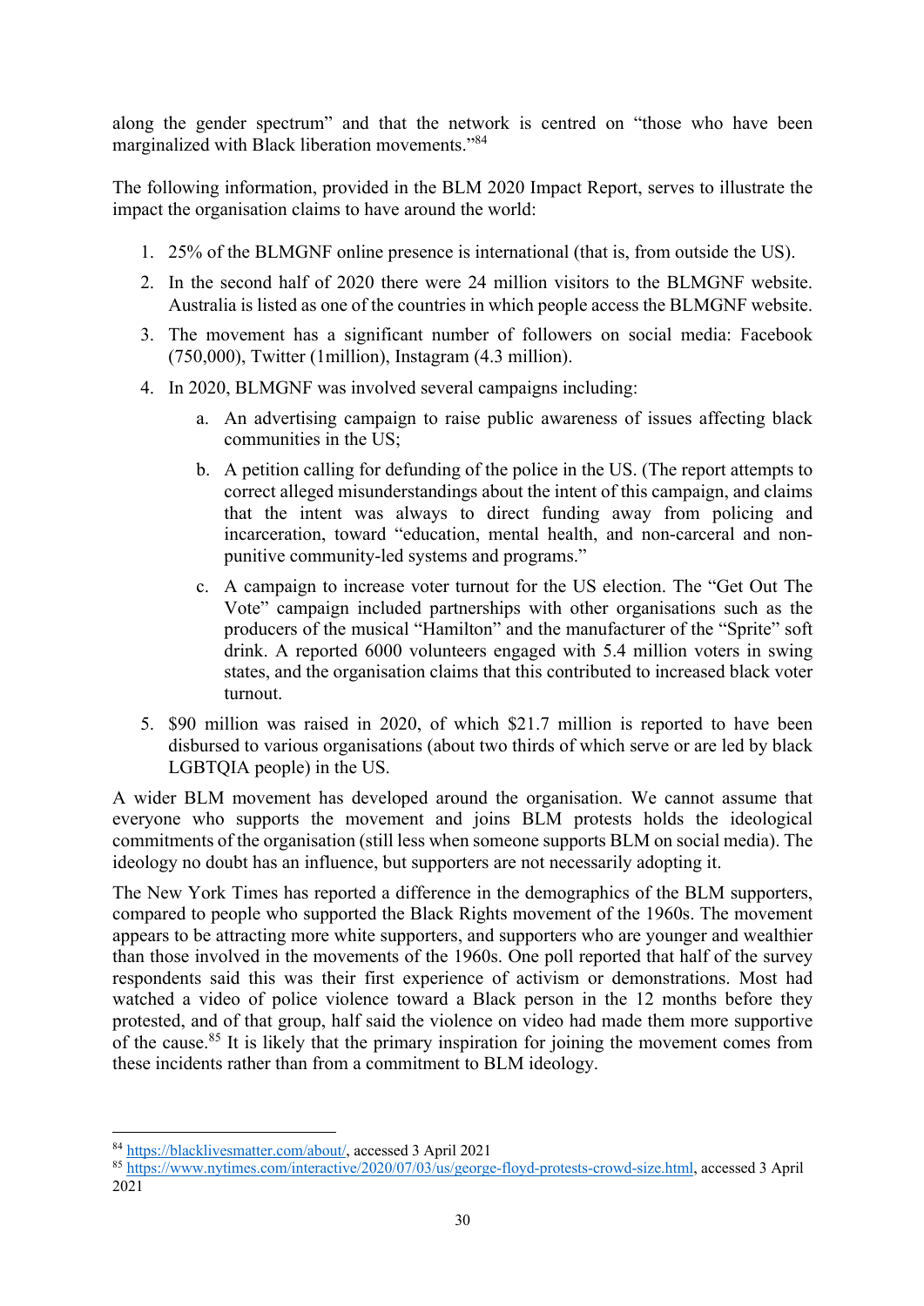along the gender spectrum" and that the network is centred on "those who have been marginalized with Black liberation movements."[84]

The following information, provided in the BLM 2020 Impact Report, serves to illustrate the impact the organisation claims to have around the world:

1. 25% of the BLMGNF online presence is international (that is, from outside the US).
2. In the second half of 2020 there were 24 million visitors to the BLMGNF website. Australia is listed as one of the countries in which people access the BLMGNF website.
3. The movement has a significant number of followers on social media: Facebook (750,000), Twitter (1million), Instagram (4.3 million).
4. In 2020, BLMGNF was involved several campaigns including:
   a. An advertising campaign to raise public awareness of issues affecting black communities in the US;
   b. A petition calling for defunding of the police in the US. (The report attempts to correct alleged misunderstandings about the intent of this campaign, and claims that the intent was always to direct funding away from policing and incarceration, toward "education, mental health, and non-carceral and non-punitive community-led systems and programs."
   c. A campaign to increase voter turnout for the US election. The "Get Out The Vote" campaign included partnerships with other organisations such as the producers of the musical "Hamilton" and the manufacturer of the "Sprite" soft drink. A reported 6000 volunteers engaged with 5.4 million voters in swing states, and the organisation claims that this contributed to increased black voter turnout.
5. $90 million was raised in 2020, of which $21.7 million is reported to have been disbursed to various organisations (about two thirds of which serve or are led by black LGBTQIA people) in the US.

A wider BLM movement has developed around the organisation. We cannot assume that everyone who supports the movement and joins BLM protests holds the ideological commitments of the organisation (still less when someone supports BLM on social media). The ideology no doubt has an influence, but supporters are not necessarily adopting it.

The New York Times has reported a difference in the demographics of the BLM supporters, compared to people who supported the Black Rights movement of the 1960s. The movement appears to be attracting more white supporters, and supporters who are younger and wealthier than those involved in the movements of the 1960s. One poll reported that half of the survey respondents said this was their first experience of activism or demonstrations. Most had watched a video of police violence toward a Black person in the 12 months before they protested, and of that group, half said the violence on video had made them more supportive of the cause.[85] It is likely that the primary inspiration for joining the movement comes from these incidents rather than from a commitment to BLM ideology.

---

[84] https://blacklivesmatter.com/about/, accessed 3 April 2021

[85] https://www.nytimes.com/interactive/2020/07/03/us/george-floyd-protests-crowd-size.html, accessed 3 April 2021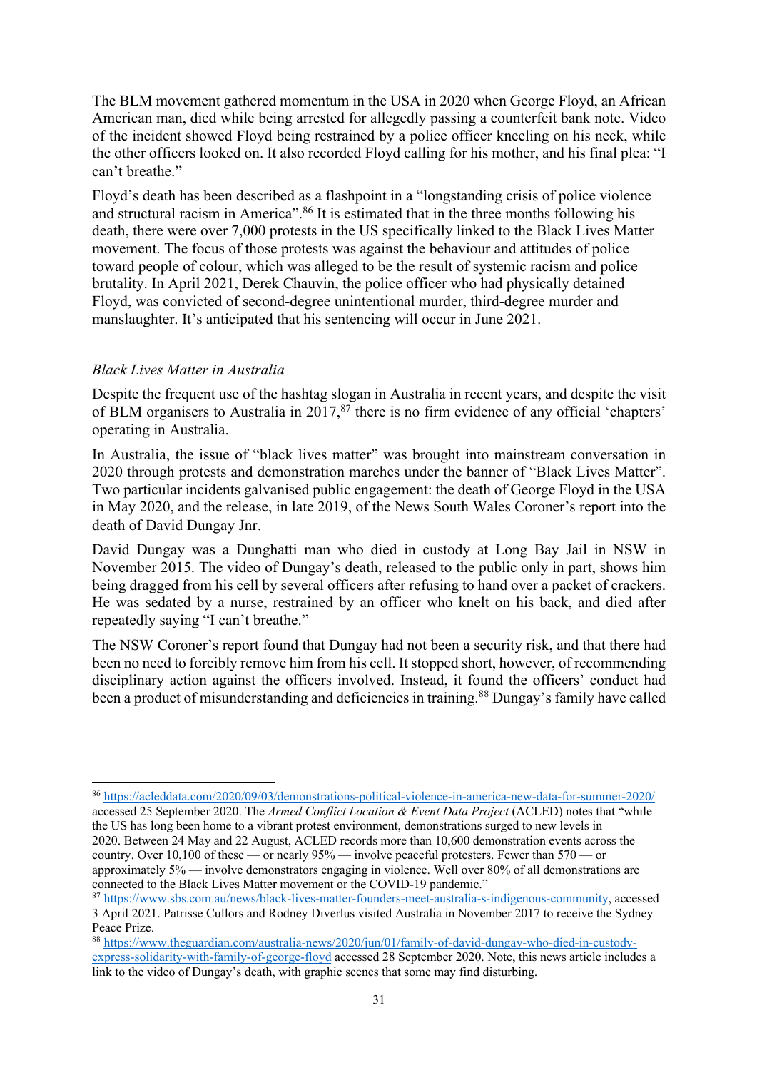The BLM movement gathered momentum in the USA in 2020 when George Floyd, an African American man, died while being arrested for allegedly passing a counterfeit bank note. Video of the incident showed Floyd being restrained by a police officer kneeling on his neck, while the other officers looked on. It also recorded Floyd calling for his mother, and his final plea: "I can't breathe."

Floyd's death has been described as a flashpoint in a "longstanding crisis of police violence and structural racism in America".[86] It is estimated that in the three months following his death, there were over 7,000 protests in the US specifically linked to the Black Lives Matter movement. The focus of those protests was against the behaviour and attitudes of police toward people of colour, which was alleged to be the result of systemic racism and police brutality. In April 2021, Derek Chauvin, the police officer who had physically detained Floyd, was convicted of second-degree unintentional murder, third-degree murder and manslaughter. It's anticipated that his sentencing will occur in June 2021.

*Black Lives Matter in Australia*

Despite the frequent use of the hashtag slogan in Australia in recent years, and despite the visit of BLM organisers to Australia in 2017,[87] there is no firm evidence of any official 'chapters' operating in Australia.

In Australia, the issue of "black lives matter" was brought into mainstream conversation in 2020 through protests and demonstration marches under the banner of "Black Lives Matter". Two particular incidents galvanised public engagement: the death of George Floyd in the USA in May 2020, and the release, in late 2019, of the News South Wales Coroner's report into the death of David Dungay Jnr.

David Dungay was a Dunghatti man who died in custody at Long Bay Jail in NSW in November 2015. The video of Dungay's death, released to the public only in part, shows him being dragged from his cell by several officers after refusing to hand over a packet of crackers. He was sedated by a nurse, restrained by an officer who knelt on his back, and died after repeatedly saying "I can't breathe."

The NSW Coroner's report found that Dungay had not been a security risk, and that there had been no need to forcibly remove him from his cell. It stopped short, however, of recommending disciplinary action against the officers involved. Instead, it found the officers' conduct had been a product of misunderstanding and deficiencies in training.[88] Dungay's family have called

---

[86] https://acleddata.com/2020/09/03/demonstrations-political-violence-in-america-new-data-for-summer-2020/ accessed 25 September 2020. The *Armed Conflict Location & Event Data Project* (ACLED) notes that "while the US has long been home to a vibrant protest environment, demonstrations surged to new levels in 2020. Between 24 May and 22 August, ACLED records more than 10,600 demonstration events across the country. Over 10,100 of these — or nearly 95% — involve peaceful protesters. Fewer than 570 — or approximately 5% — involve demonstrators engaging in violence. Well over 80% of all demonstrations are connected to the Black Lives Matter movement or the COVID-19 pandemic."

[87] https://www.sbs.com.au/news/black-lives-matter-founders-meet-australia-s-indigenous-community, accessed 3 April 2021. Patrisse Cullors and Rodney Diverlus visited Australia in November 2017 to receive the Sydney Peace Prize.

[88] https://www.theguardian.com/australia-news/2020/jun/01/family-of-david-dungay-who-died-in-custody-express-solidarity-with-family-of-george-floyd accessed 28 September 2020. Note, this news article includes a link to the video of Dungay's death, with graphic scenes that some may find disturbing.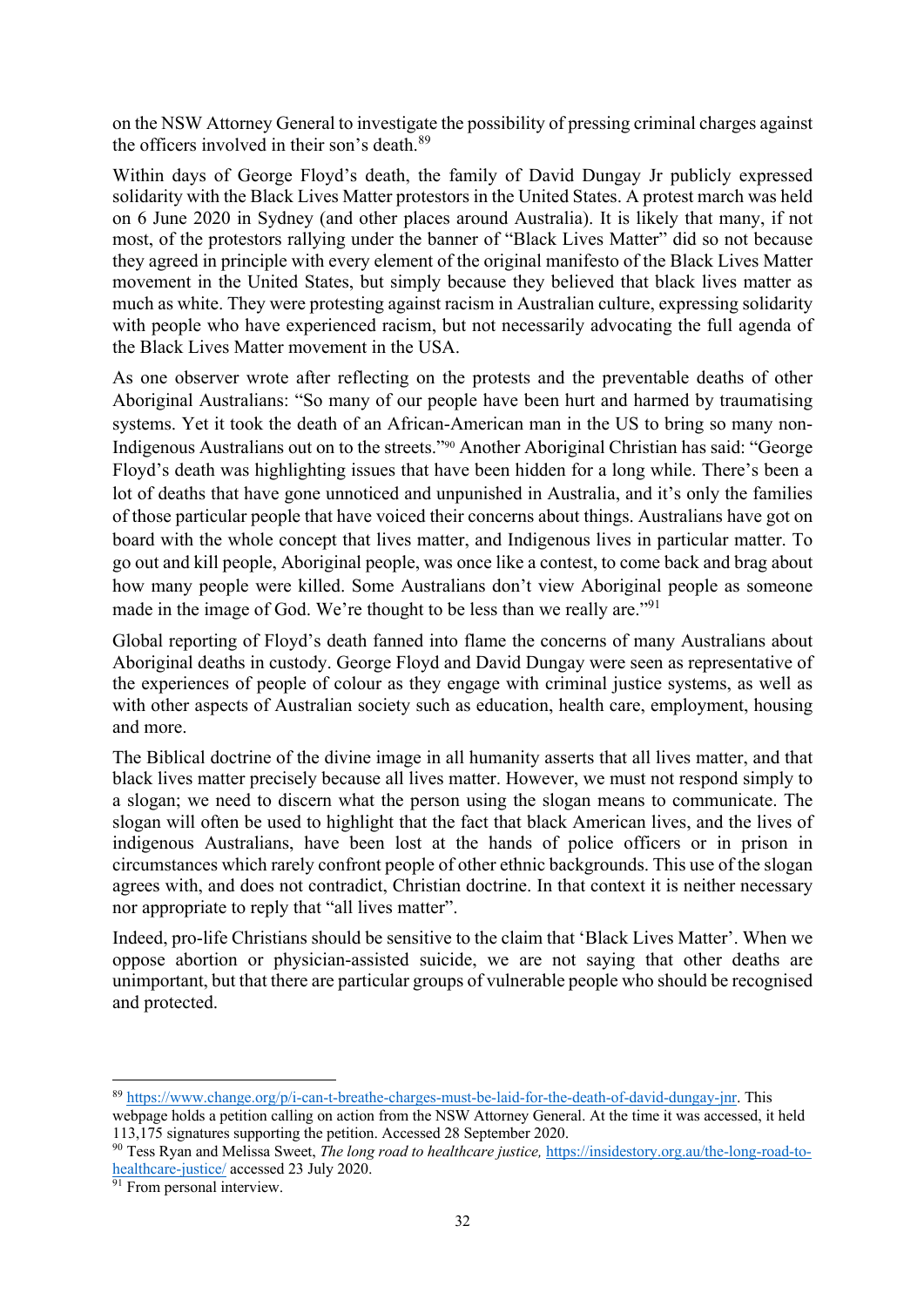on the NSW Attorney General to investigate the possibility of pressing criminal charges against the officers involved in their son's death.[89]

Within days of George Floyd's death, the family of David Dungay Jr publicly expressed solidarity with the Black Lives Matter protestors in the United States. A protest march was held on 6 June 2020 in Sydney (and other places around Australia). It is likely that many, if not most, of the protestors rallying under the banner of "Black Lives Matter" did so not because they agreed in principle with every element of the original manifesto of the Black Lives Matter movement in the United States, but simply because they believed that black lives matter as much as white. They were protesting against racism in Australian culture, expressing solidarity with people who have experienced racism, but not necessarily advocating the full agenda of the Black Lives Matter movement in the USA.

As one observer wrote after reflecting on the protests and the preventable deaths of other Aboriginal Australians: "So many of our people have been hurt and harmed by traumatising systems. Yet it took the death of an African-American man in the US to bring so many non-Indigenous Australians out on to the streets."[90] Another Aboriginal Christian has said: "George Floyd's death was highlighting issues that have been hidden for a long while. There's been a lot of deaths that have gone unnoticed and unpunished in Australia, and it's only the families of those particular people that have voiced their concerns about things. Australians have got on board with the whole concept that lives matter, and Indigenous lives in particular matter. To go out and kill people, Aboriginal people, was once like a contest, to come back and brag about how many people were killed. Some Australians don't view Aboriginal people as someone made in the image of God. We're thought to be less than we really are."[91]

Global reporting of Floyd's death fanned into flame the concerns of many Australians about Aboriginal deaths in custody. George Floyd and David Dungay were seen as representative of the experiences of people of colour as they engage with criminal justice systems, as well as with other aspects of Australian society such as education, health care, employment, housing and more.

The Biblical doctrine of the divine image in all humanity asserts that all lives matter, and that black lives matter precisely because all lives matter. However, we must not respond simply to a slogan; we need to discern what the person using the slogan means to communicate. The slogan will often be used to highlight that the fact that black American lives, and the lives of indigenous Australians, have been lost at the hands of police officers or in prison in circumstances which rarely confront people of other ethnic backgrounds. This use of the slogan agrees with, and does not contradict, Christian doctrine. In that context it is neither necessary nor appropriate to reply that "all lives matter".

Indeed, pro-life Christians should be sensitive to the claim that 'Black Lives Matter'. When we oppose abortion or physician-assisted suicide, we are not saying that other deaths are unimportant, but that there are particular groups of vulnerable people who should be recognised and protected.

---

[89] https://www.change.org/p/i-can-t-breathe-charges-must-be-laid-for-the-death-of-david-dungay-jnr. This webpage holds a petition calling on action from the NSW Attorney General. At the time it was accessed, it held 113,175 signatures supporting the petition. Accessed 28 September 2020.

[90] Tess Ryan and Melissa Sweet, *The long road to healthcare justice,* https://insidestory.org.au/the-long-road-to-healthcare-justice/ accessed 23 July 2020.

[91] From personal interview.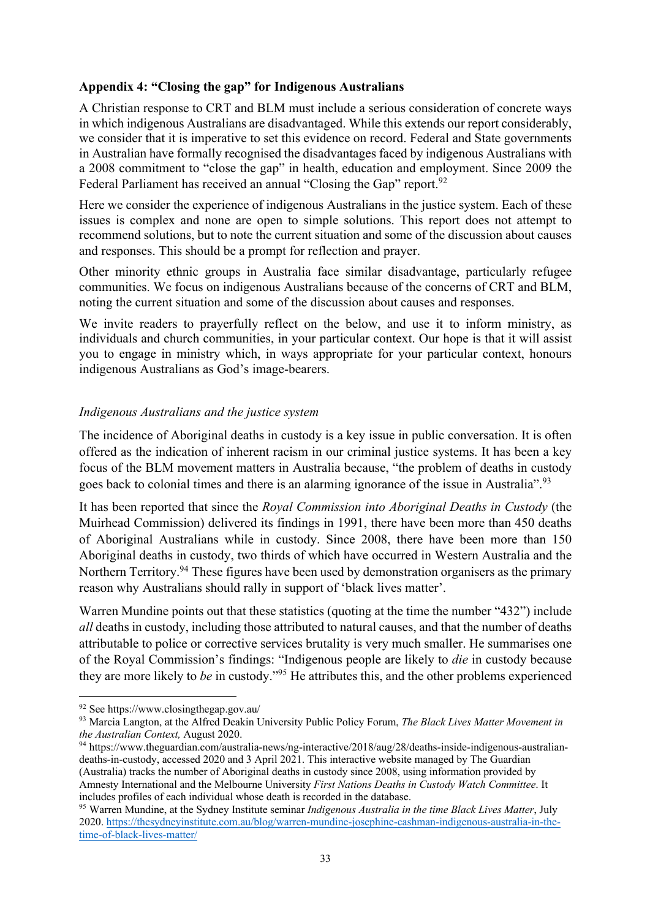### Appendix 4: "Closing the gap" for Indigenous Australians

A Christian response to CRT and BLM must include a serious consideration of concrete ways in which indigenous Australians are disadvantaged. While this extends our report considerably, we consider that it is imperative to set this evidence on record. Federal and State governments in Australian have formally recognised the disadvantages faced by indigenous Australians with a 2008 commitment to "close the gap" in health, education and employment. Since 2009 the Federal Parliament has received an annual "Closing the Gap" report.[92]

Here we consider the experience of indigenous Australians in the justice system. Each of these issues is complex and none are open to simple solutions. This report does not attempt to recommend solutions, but to note the current situation and some of the discussion about causes and responses. This should be a prompt for reflection and prayer.

Other minority ethnic groups in Australia face similar disadvantage, particularly refugee communities. We focus on indigenous Australians because of the concerns of CRT and BLM, noting the current situation and some of the discussion about causes and responses.

We invite readers to prayerfully reflect on the below, and use it to inform ministry, as individuals and church communities, in your particular context. Our hope is that it will assist you to engage in ministry which, in ways appropriate for your particular context, honours indigenous Australians as God's image-bearers.

#### *Indigenous Australians and the justice system*

The incidence of Aboriginal deaths in custody is a key issue in public conversation. It is often offered as the indication of inherent racism in our criminal justice systems. It has been a key focus of the BLM movement matters in Australia because, "the problem of deaths in custody goes back to colonial times and there is an alarming ignorance of the issue in Australia".[93]

It has been reported that since the *Royal Commission into Aboriginal Deaths in Custody* (the Muirhead Commission) delivered its findings in 1991, there have been more than 450 deaths of Aboriginal Australians while in custody. Since 2008, there have been more than 150 Aboriginal deaths in custody, two thirds of which have occurred in Western Australia and the Northern Territory.[94] These figures have been used by demonstration organisers as the primary reason why Australians should rally in support of 'black lives matter'.

Warren Mundine points out that these statistics (quoting at the time the number "432") include *all* deaths in custody, including those attributed to natural causes, and that the number of deaths attributable to police or corrective services brutality is very much smaller. He summarises one of the Royal Commission's findings: "Indigenous people are likely to *die* in custody because they are more likely to *be* in custody."[95] He attributes this, and the other problems experienced

---

[92] See https://www.closingthegap.gov.au/

[93] Marcia Langton, at the Alfred Deakin University Public Policy Forum, *The Black Lives Matter Movement in the Australian Context,* August 2020.

[94] https://www.theguardian.com/australia-news/ng-interactive/2018/aug/28/deaths-inside-indigenous-australian-deaths-in-custody, accessed 2020 and 3 April 2021. This interactive website managed by The Guardian (Australia) tracks the number of Aboriginal deaths in custody since 2008, using information provided by Amnesty International and the Melbourne University *First Nations Deaths in Custody Watch Committee*. It includes profiles of each individual whose death is recorded in the database.

[95] Warren Mundine, at the Sydney Institute seminar *Indigenous Australia in the time Black Lives Matter*, July 2020. https://thesydneyinstitute.com.au/blog/warren-mundine-josephine-cashman-indigenous-australia-in-the-time-of-black-lives-matter/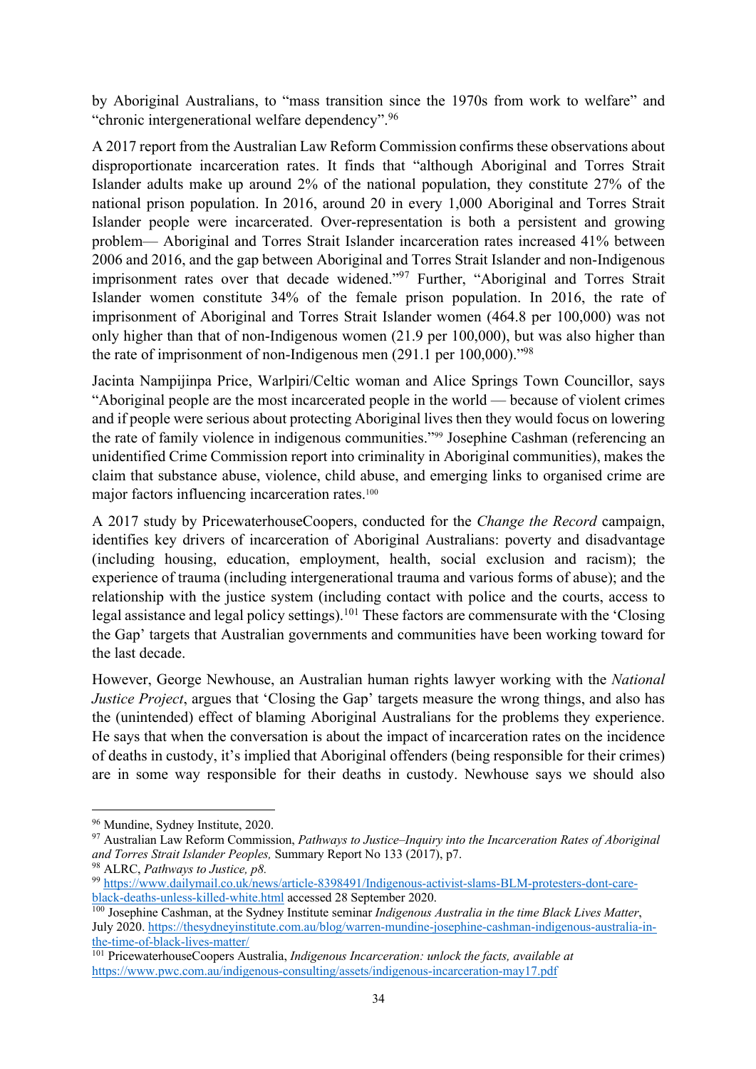by Aboriginal Australians, to "mass transition since the 1970s from work to welfare" and "chronic intergenerational welfare dependency".[96]

A 2017 report from the Australian Law Reform Commission confirms these observations about disproportionate incarceration rates. It finds that "although Aboriginal and Torres Strait Islander adults make up around 2% of the national population, they constitute 27% of the national prison population. In 2016, around 20 in every 1,000 Aboriginal and Torres Strait Islander people were incarcerated. Over-representation is both a persistent and growing problem— Aboriginal and Torres Strait Islander incarceration rates increased 41% between 2006 and 2016, and the gap between Aboriginal and Torres Strait Islander and non-Indigenous imprisonment rates over that decade widened."[97] Further, "Aboriginal and Torres Strait Islander women constitute 34% of the female prison population. In 2016, the rate of imprisonment of Aboriginal and Torres Strait Islander women (464.8 per 100,000) was not only higher than that of non-Indigenous women (21.9 per 100,000), but was also higher than the rate of imprisonment of non-Indigenous men (291.1 per 100,000)."[98]

Jacinta Nampijinpa Price, Warlpiri/Celtic woman and Alice Springs Town Councillor, says "Aboriginal people are the most incarcerated people in the world — because of violent crimes and if people were serious about protecting Aboriginal lives then they would focus on lowering the rate of family violence in indigenous communities."[99] Josephine Cashman (referencing an unidentified Crime Commission report into criminality in Aboriginal communities), makes the claim that substance abuse, violence, child abuse, and emerging links to organised crime are major factors influencing incarceration rates.[100]

A 2017 study by PricewaterhouseCoopers, conducted for the *Change the Record* campaign, identifies key drivers of incarceration of Aboriginal Australians: poverty and disadvantage (including housing, education, employment, health, social exclusion and racism); the experience of trauma (including intergenerational trauma and various forms of abuse); and the relationship with the justice system (including contact with police and the courts, access to legal assistance and legal policy settings).[101] These factors are commensurate with the 'Closing the Gap' targets that Australian governments and communities have been working toward for the last decade.

However, George Newhouse, an Australian human rights lawyer working with the *National Justice Project*, argues that 'Closing the Gap' targets measure the wrong things, and also has the (unintended) effect of blaming Aboriginal Australians for the problems they experience. He says that when the conversation is about the impact of incarceration rates on the incidence of deaths in custody, it's implied that Aboriginal offenders (being responsible for their crimes) are in some way responsible for their deaths in custody. Newhouse says we should also

---

[96] Mundine, Sydney Institute, 2020.

[97] Australian Law Reform Commission, *Pathways to Justice–Inquiry into the Incarceration Rates of Aboriginal and Torres Strait Islander Peoples,* Summary Report No 133 (2017), p7.

[98] ALRC, *Pathways to Justice, p8.*

[99] https://www.dailymail.co.uk/news/article-8398491/Indigenous-activist-slams-BLM-protesters-dont-care-black-deaths-unless-killed-white.html accessed 28 September 2020.

[100] Josephine Cashman, at the Sydney Institute seminar *Indigenous Australia in the time Black Lives Matter*, July 2020. https://thesydneyinstitute.com.au/blog/warren-mundine-josephine-cashman-indigenous-australia-in-the-time-of-black-lives-matter/

[101] PricewaterhouseCoopers Australia, *Indigenous Incarceration: unlock the facts, available at* https://www.pwc.com.au/indigenous-consulting/assets/indigenous-incarceration-may17.pdf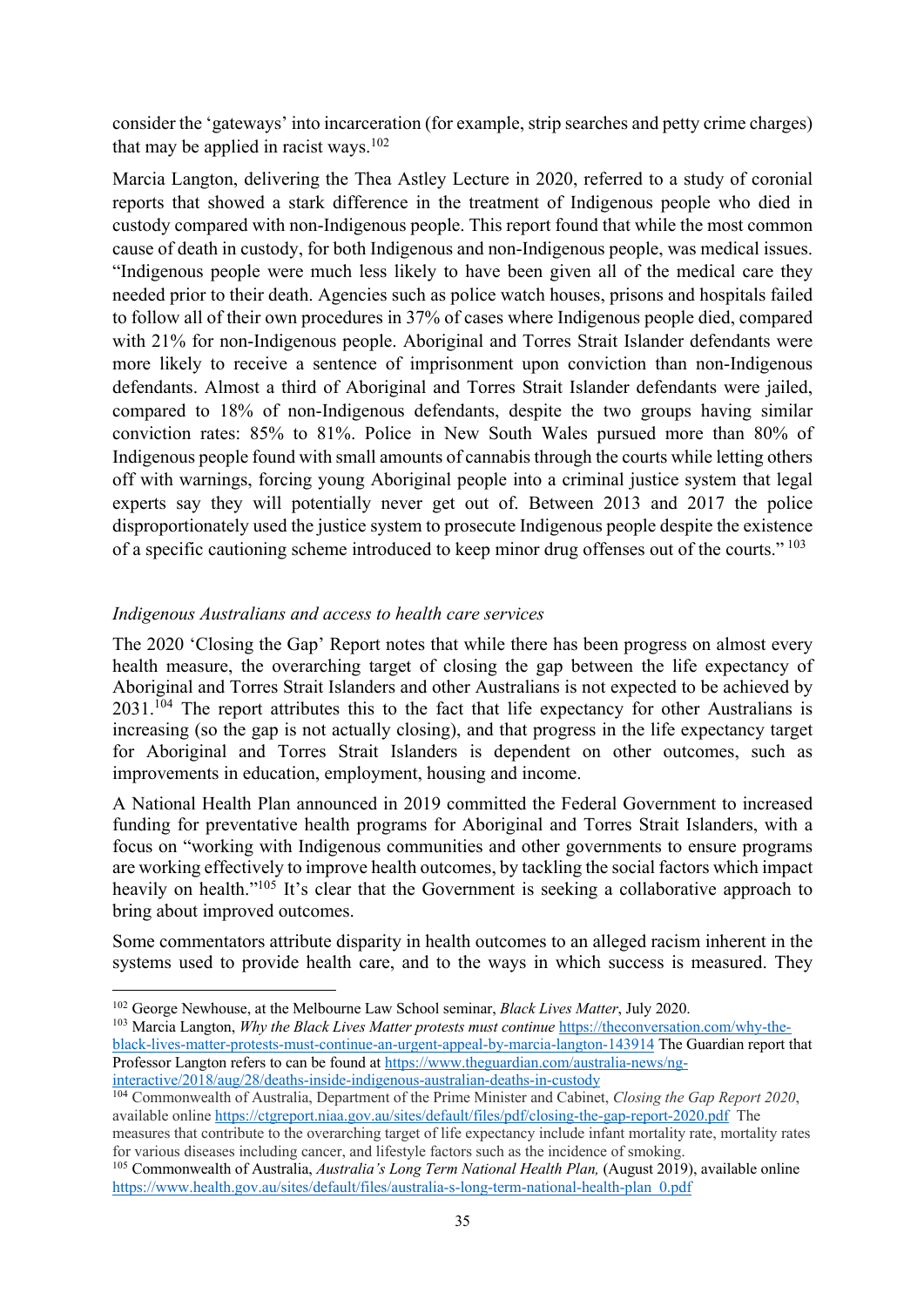consider the 'gateways' into incarceration (for example, strip searches and petty crime charges) that may be applied in racist ways.[102]

Marcia Langton, delivering the Thea Astley Lecture in 2020, referred to a study of coronial reports that showed a stark difference in the treatment of Indigenous people who died in custody compared with non-Indigenous people. This report found that while the most common cause of death in custody, for both Indigenous and non-Indigenous people, was medical issues. "Indigenous people were much less likely to have been given all of the medical care they needed prior to their death. Agencies such as police watch houses, prisons and hospitals failed to follow all of their own procedures in 37% of cases where Indigenous people died, compared with 21% for non-Indigenous people. Aboriginal and Torres Strait Islander defendants were more likely to receive a sentence of imprisonment upon conviction than non-Indigenous defendants. Almost a third of Aboriginal and Torres Strait Islander defendants were jailed, compared to 18% of non-Indigenous defendants, despite the two groups having similar conviction rates: 85% to 81%. Police in New South Wales pursued more than 80% of Indigenous people found with small amounts of cannabis through the courts while letting others off with warnings, forcing young Aboriginal people into a criminal justice system that legal experts say they will potentially never get out of. Between 2013 and 2017 the police disproportionately used the justice system to prosecute Indigenous people despite the existence of a specific cautioning scheme introduced to keep minor drug offenses out of the courts." [103]

*Indigenous Australians and access to health care services*

The 2020 'Closing the Gap' Report notes that while there has been progress on almost every health measure, the overarching target of closing the gap between the life expectancy of Aboriginal and Torres Strait Islanders and other Australians is not expected to be achieved by 2031.[104] The report attributes this to the fact that life expectancy for other Australians is increasing (so the gap is not actually closing), and that progress in the life expectancy target for Aboriginal and Torres Strait Islanders is dependent on other outcomes, such as improvements in education, employment, housing and income.

A National Health Plan announced in 2019 committed the Federal Government to increased funding for preventative health programs for Aboriginal and Torres Strait Islanders, with a focus on "working with Indigenous communities and other governments to ensure programs are working effectively to improve health outcomes, by tackling the social factors which impact heavily on health."[105] It's clear that the Government is seeking a collaborative approach to bring about improved outcomes.

Some commentators attribute disparity in health outcomes to an alleged racism inherent in the systems used to provide health care, and to the ways in which success is measured. They

---

[102] George Newhouse, at the Melbourne Law School seminar, *Black Lives Matter*, July 2020.

[103] Marcia Langton, *Why the Black Lives Matter protests must continue* https://theconversation.com/why-the-black-lives-matter-protests-must-continue-an-urgent-appeal-by-marcia-langton-143914 The Guardian report that Professor Langton refers to can be found at https://www.theguardian.com/australia-news/ng-interactive/2018/aug/28/deaths-inside-indigenous-australian-deaths-in-custody

[104] Commonwealth of Australia, Department of the Prime Minister and Cabinet, *Closing the Gap Report 2020*, available online https://ctgreport.niaa.gov.au/sites/default/files/pdf/closing-the-gap-report-2020.pdf The measures that contribute to the overarching target of life expectancy include infant mortality rate, mortality rates for various diseases including cancer, and lifestyle factors such as the incidence of smoking.

[105] Commonwealth of Australia, *Australia's Long Term National Health Plan,* (August 2019), available online https://www.health.gov.au/sites/default/files/australia-s-long-term-national-health-plan_0.pdf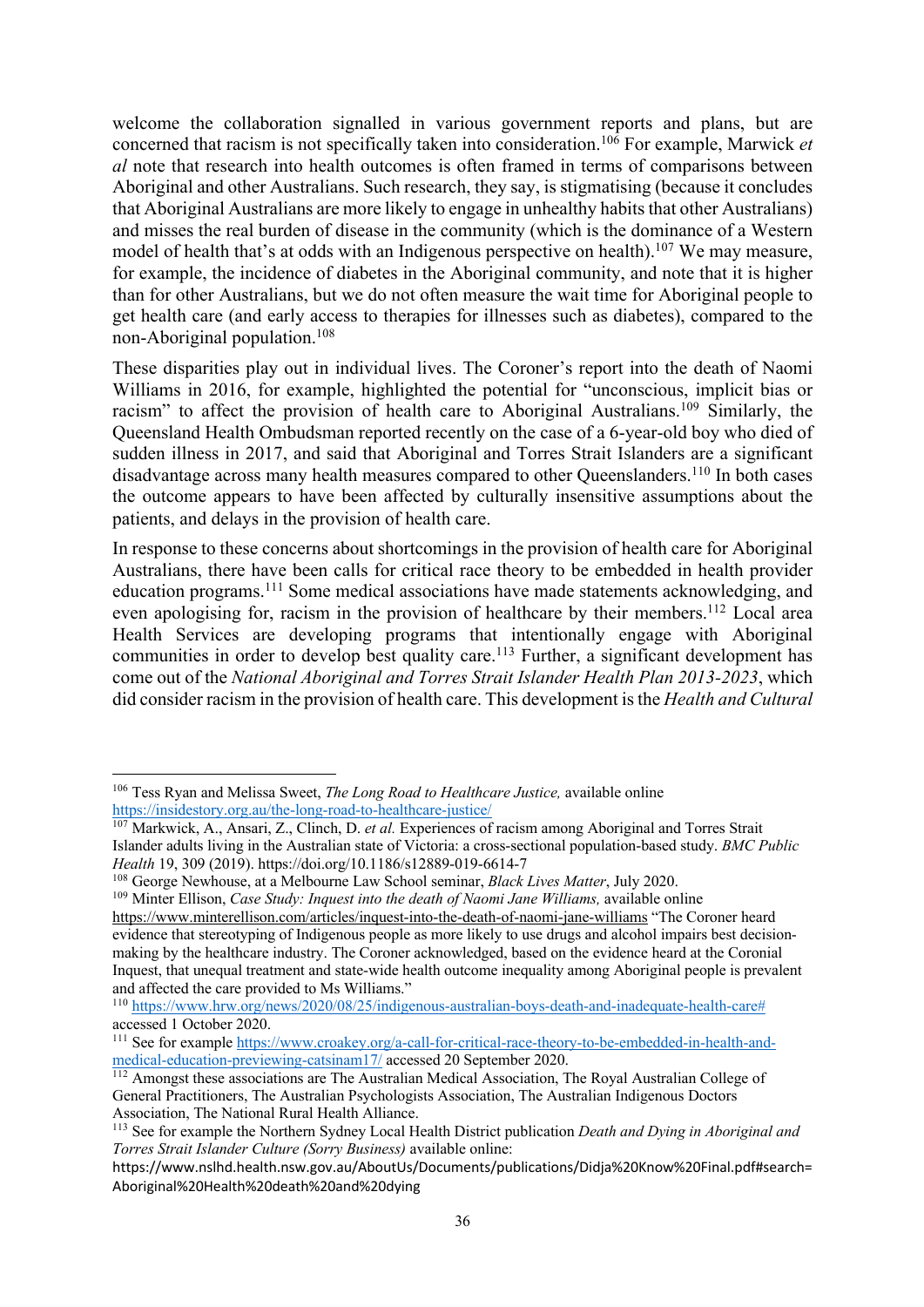welcome the collaboration signalled in various government reports and plans, but are concerned that racism is not specifically taken into consideration.[106] For example, Marwick *et al* note that research into health outcomes is often framed in terms of comparisons between Aboriginal and other Australians. Such research, they say, is stigmatising (because it concludes that Aboriginal Australians are more likely to engage in unhealthy habits that other Australians) and misses the real burden of disease in the community (which is the dominance of a Western model of health that's at odds with an Indigenous perspective on health).[107] We may measure, for example, the incidence of diabetes in the Aboriginal community, and note that it is higher than for other Australians, but we do not often measure the wait time for Aboriginal people to get health care (and early access to therapies for illnesses such as diabetes), compared to the non-Aboriginal population.[108]

These disparities play out in individual lives. The Coroner's report into the death of Naomi Williams in 2016, for example, highlighted the potential for "unconscious, implicit bias or racism" to affect the provision of health care to Aboriginal Australians.[109] Similarly, the Queensland Health Ombudsman reported recently on the case of a 6-year-old boy who died of sudden illness in 2017, and said that Aboriginal and Torres Strait Islanders are a significant disadvantage across many health measures compared to other Queenslanders.[110] In both cases the outcome appears to have been affected by culturally insensitive assumptions about the patients, and delays in the provision of health care.

In response to these concerns about shortcomings in the provision of health care for Aboriginal Australians, there have been calls for critical race theory to be embedded in health provider education programs.[111] Some medical associations have made statements acknowledging, and even apologising for, racism in the provision of healthcare by their members.[112] Local area Health Services are developing programs that intentionally engage with Aboriginal communities in order to develop best quality care.[113] Further, a significant development has come out of the *National Aboriginal and Torres Strait Islander Health Plan 2013-2023*, which did consider racism in the provision of health care. This development is the *Health and Cultural*

---

[106] Tess Ryan and Melissa Sweet, *The Long Road to Healthcare Justice,* available online https://insidestory.org.au/the-long-road-to-healthcare-justice/

[107] Markwick, A., Ansari, Z., Clinch, D. *et al.* Experiences of racism among Aboriginal and Torres Strait Islander adults living in the Australian state of Victoria: a cross-sectional population-based study. *BMC Public Health* 19, 309 (2019). https://doi.org/10.1186/s12889-019-6614-7

[108] George Newhouse, at a Melbourne Law School seminar, *Black Lives Matter*, July 2020.

[109] Minter Ellison, *Case Study: Inquest into the death of Naomi Jane Williams,* available online https://www.minterellison.com/articles/inquest-into-the-death-of-naomi-jane-williams "The Coroner heard evidence that stereotyping of Indigenous people as more likely to use drugs and alcohol impairs best decision-making by the healthcare industry. The Coroner acknowledged, based on the evidence heard at the Coronial Inquest, that unequal treatment and state-wide health outcome inequality among Aboriginal people is prevalent and affected the care provided to Ms Williams."

[110] https://www.hrw.org/news/2020/08/25/indigenous-australian-boys-death-and-inadequate-health-care# accessed 1 October 2020.

[111] See for example https://www.croakey.org/a-call-for-critical-race-theory-to-be-embedded-in-health-and-medical-education-previewing-catsinam17/ accessed 20 September 2020.

[112] Amongst these associations are The Australian Medical Association, The Royal Australian College of General Practitioners, The Australian Psychologists Association, The Australian Indigenous Doctors Association, The National Rural Health Alliance.

[113] See for example the Northern Sydney Local Health District publication *Death and Dying in Aboriginal and Torres Strait Islander Culture (Sorry Business)* available online: https://www.nslhd.health.nsw.gov.au/AboutUs/Documents/publications/Didja%20Know%20Final.pdf#search=Aboriginal%20Health%20death%20and%20dying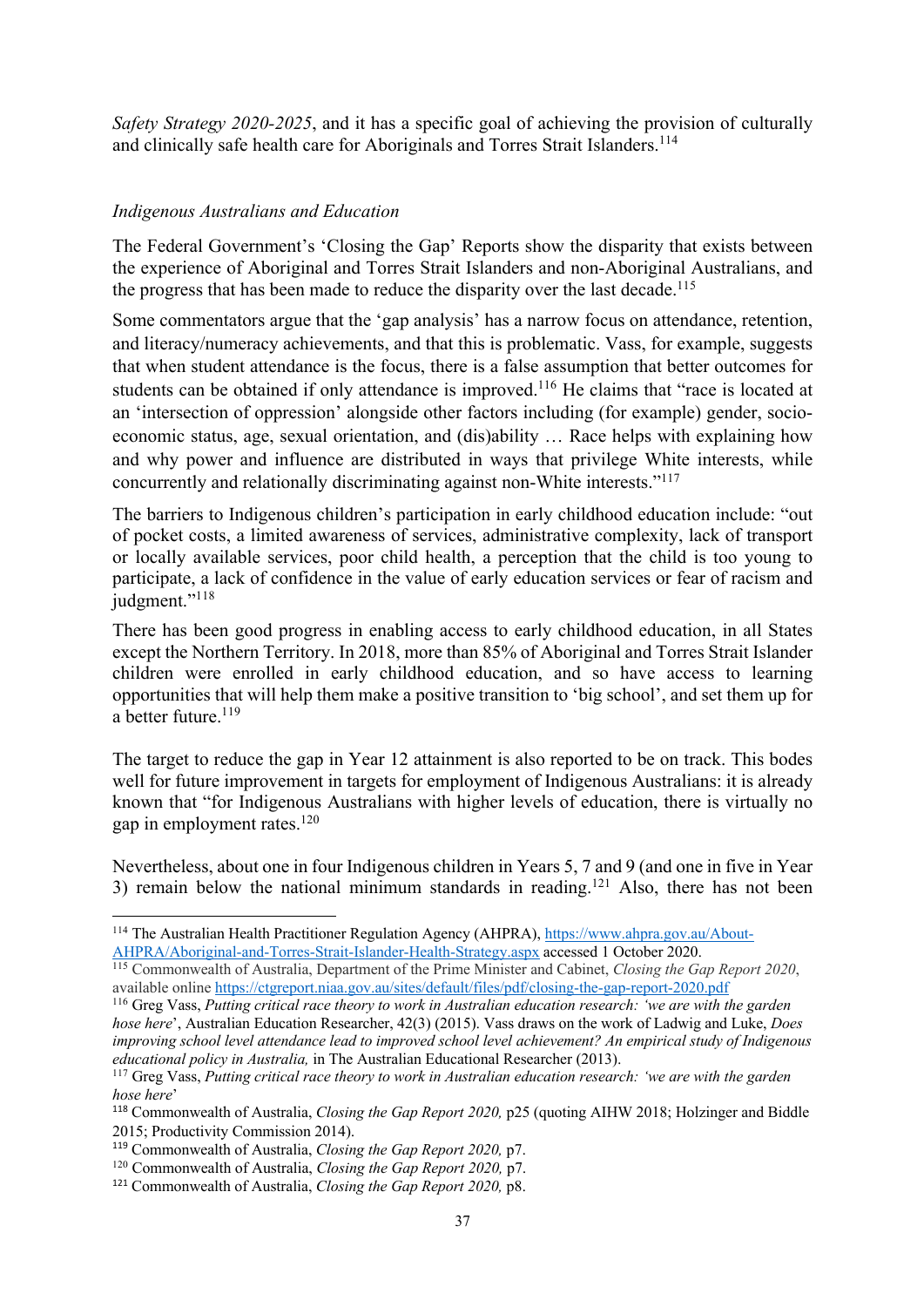*Safety Strategy 2020-2025*, and it has a specific goal of achieving the provision of culturally and clinically safe health care for Aboriginals and Torres Strait Islanders.[114]

*Indigenous Australians and Education*

The Federal Government's 'Closing the Gap' Reports show the disparity that exists between the experience of Aboriginal and Torres Strait Islanders and non-Aboriginal Australians, and the progress that has been made to reduce the disparity over the last decade.[115]

Some commentators argue that the 'gap analysis' has a narrow focus on attendance, retention, and literacy/numeracy achievements, and that this is problematic. Vass, for example, suggests that when student attendance is the focus, there is a false assumption that better outcomes for students can be obtained if only attendance is improved.[116] He claims that "race is located at an 'intersection of oppression' alongside other factors including (for example) gender, socio-economic status, age, sexual orientation, and (dis)ability … Race helps with explaining how and why power and influence are distributed in ways that privilege White interests, while concurrently and relationally discriminating against non-White interests."[117]

The barriers to Indigenous children's participation in early childhood education include: "out of pocket costs, a limited awareness of services, administrative complexity, lack of transport or locally available services, poor child health, a perception that the child is too young to participate, a lack of confidence in the value of early education services or fear of racism and judgment."[118]

There has been good progress in enabling access to early childhood education, in all States except the Northern Territory. In 2018, more than 85% of Aboriginal and Torres Strait Islander children were enrolled in early childhood education, and so have access to learning opportunities that will help them make a positive transition to 'big school', and set them up for a better future.[119]

The target to reduce the gap in Year 12 attainment is also reported to be on track. This bodes well for future improvement in targets for employment of Indigenous Australians: it is already known that "for Indigenous Australians with higher levels of education, there is virtually no gap in employment rates.[120]

Nevertheless, about one in four Indigenous children in Years 5, 7 and 9 (and one in five in Year 3) remain below the national minimum standards in reading.[121] Also, there has not been

---

[114] The Australian Health Practitioner Regulation Agency (AHPRA), https://www.ahpra.gov.au/About-AHPRA/Aboriginal-and-Torres-Strait-Islander-Health-Strategy.aspx accessed 1 October 2020.

[115] Commonwealth of Australia, Department of the Prime Minister and Cabinet, *Closing the Gap Report 2020*, available online https://ctgreport.niaa.gov.au/sites/default/files/pdf/closing-the-gap-report-2020.pdf

[116] Greg Vass, *Putting critical race theory to work in Australian education research: 'we are with the garden hose here'*, Australian Education Researcher, 42(3) (2015). Vass draws on the work of Ladwig and Luke, *Does improving school level attendance lead to improved school level achievement? An empirical study of Indigenous educational policy in Australia,* in The Australian Educational Researcher (2013).

[117] Greg Vass, *Putting critical race theory to work in Australian education research: 'we are with the garden hose here'*

[118] Commonwealth of Australia, *Closing the Gap Report 2020,* p25 (quoting AIHW 2018; Holzinger and Biddle 2015; Productivity Commission 2014).

[119] Commonwealth of Australia, *Closing the Gap Report 2020,* p7.

[120] Commonwealth of Australia, *Closing the Gap Report 2020,* p7.

[121] Commonwealth of Australia, *Closing the Gap Report 2020,* p8.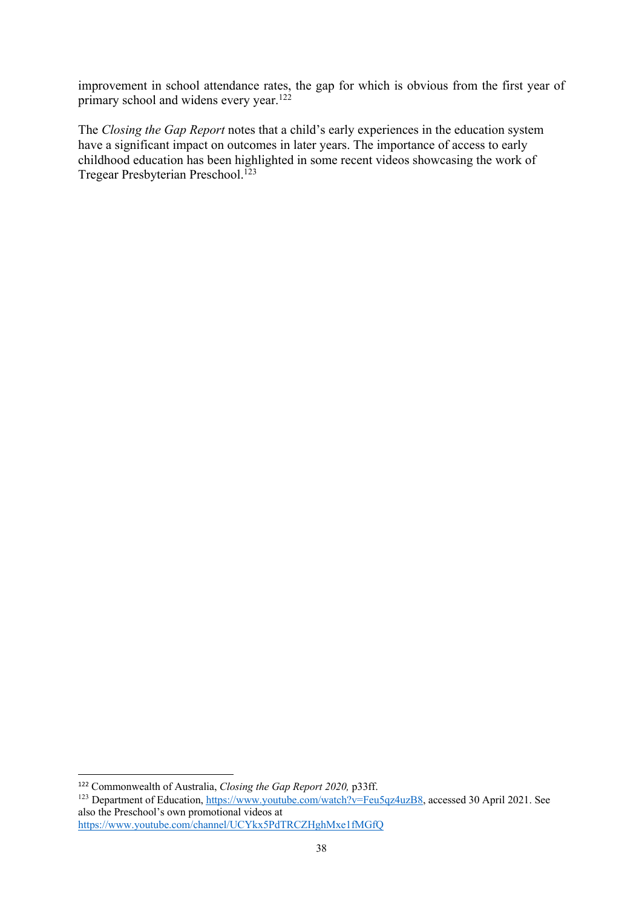improvement in school attendance rates, the gap for which is obvious from the first year of primary school and widens every year.[122]

The *Closing the Gap Report* notes that a child's early experiences in the education system have a significant impact on outcomes in later years. The importance of access to early childhood education has been highlighted in some recent videos showcasing the work of Tregear Presbyterian Preschool.[123]

---

[122] Commonwealth of Australia, *Closing the Gap Report 2020,* p33ff.

[123] Department of Education, https://www.youtube.com/watch?v=Feu5qz4uzB8, accessed 30 April 2021. See also the Preschool's own promotional videos at https://www.youtube.com/channel/UCYkx5PdTRCZHghMxe1fMGfQ